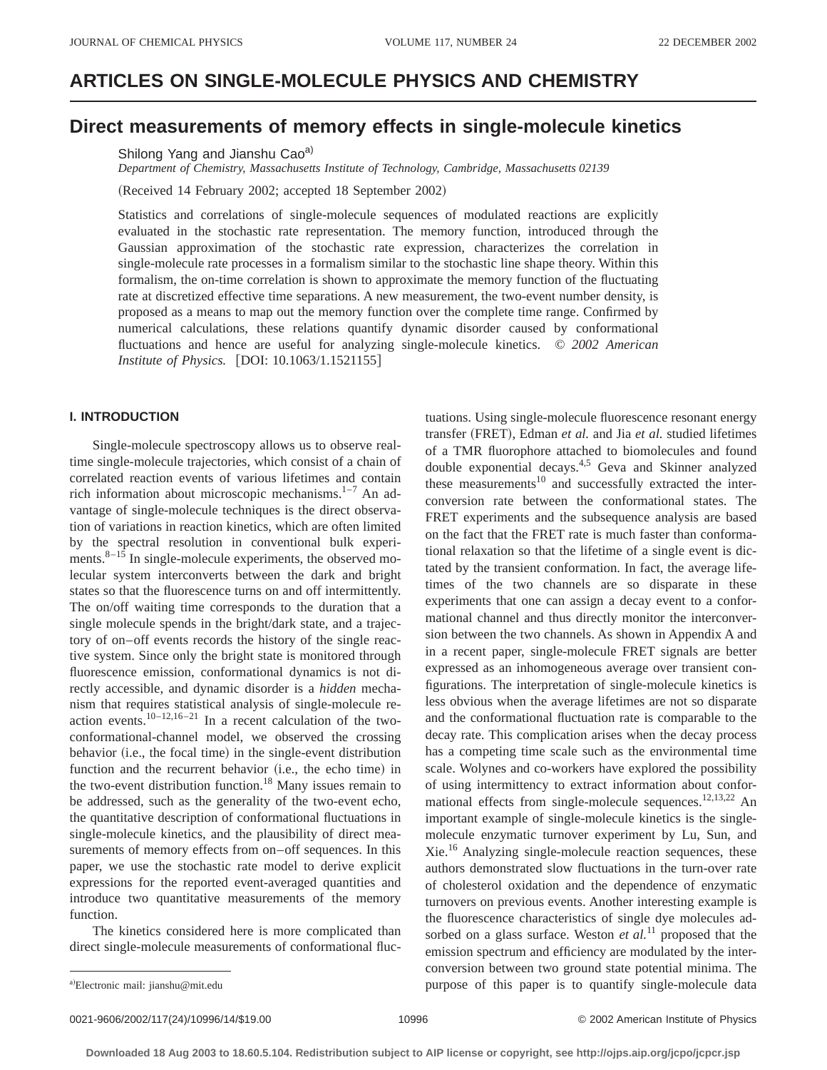# ARTICLES ON SINGLE-MOLECULE PHYSICS AND CHEMISTRY

## Direct measurements of memory effects in single-molecule kinetics

Shilong Yang and Jianshu Cao[a)]

*Department of Chemistry, Massachusetts Institute of Technology, Cambridge, Massachusetts 02139*

(Received 14 February 2002; accepted 18 September 2002)

Statistics and correlations of single-molecule sequences of modulated reactions are explicitly evaluated in the stochastic rate representation. The memory function, introduced through the Gaussian approximation of the stochastic rate expression, characterizes the correlation in single-molecule rate processes in a formalism similar to the stochastic line shape theory. Within this formalism, the on-time correlation is shown to approximate the memory function of the fluctuating rate at discretized effective time separations. A new measurement, the two-event number density, is proposed as a means to map out the memory function over the complete time range. Confirmed by numerical calculations, these relations quantify dynamic disorder caused by conformational fluctuations and hence are useful for analyzing single-molecule kinetics. © *2002 American Institute of Physics.* [DOI: 10.1063/1.1521155]

### I. INTRODUCTION

Single-molecule spectroscopy allows us to observe real-time single-molecule trajectories, which consist of a chain of correlated reaction events of various lifetimes and contain rich information about microscopic mechanisms.[1–7] An advantage of single-molecule techniques is the direct observation of variations in reaction kinetics, which are often limited by the spectral resolution in conventional bulk experiments.[8–15] In single-molecule experiments, the observed molecular system interconverts between the dark and bright states so that the fluorescence turns on and off intermittently. The on/off waiting time corresponds to the duration that a single molecule spends in the bright/dark state, and a trajectory of on–off events records the history of the single reactive system. Since only the bright state is monitored through fluorescence emission, conformational dynamics is not directly accessible, and dynamic disorder is a *hidden* mechanism that requires statistical analysis of single-molecule reaction events.[10–12,16–21] In a recent calculation of the two-conformational-channel model, we observed the crossing behavior (i.e., the focal time) in the single-event distribution function and the recurrent behavior (i.e., the echo time) in the two-event distribution function.[18] Many issues remain to be addressed, such as the generality of the two-event echo, the quantitative description of conformational fluctuations in single-molecule kinetics, and the plausibility of direct measurements of memory effects from on–off sequences. In this paper, we use the stochastic rate model to derive explicit expressions for the reported event-averaged quantities and introduce two quantitative measurements of the memory function.

The kinetics considered here is more complicated than direct single-molecule measurements of conformational fluctuations. Using single-molecule fluorescence resonant energy transfer (FRET), Edman *et al.* and Jia *et al.* studied lifetimes of a TMR fluorophore attached to biomolecules and found double exponential decays.[4,5] Geva and Skinner analyzed these measurements[10] and successfully extracted the interconversion rate between the conformational states. The FRET experiments and the subsequence analysis are based on the fact that the FRET rate is much faster than conformational relaxation so that the lifetime of a single event is dictated by the transient conformation. In fact, the average lifetimes of the two channels are so disparate in these experiments that one can assign a decay event to a conformational channel and thus directly monitor the interconversion between the two channels. As shown in Appendix A and in a recent paper, single-molecule FRET signals are better expressed as an inhomogeneous average over transient configurations. The interpretation of single-molecule kinetics is less obvious when the average lifetimes are not so disparate and the conformational fluctuation rate is comparable to the decay rate. This complication arises when the decay process has a competing time scale such as the environmental time scale. Wolynes and co-workers have explored the possibility of using intermittency to extract information about conformational effects from single-molecule sequences.[12,13,22] An important example of single-molecule kinetics is the single-molecule enzymatic turnover experiment by Lu, Sun, and Xie.[16] Analyzing single-molecule reaction sequences, these authors demonstrated slow fluctuations in the turn-over rate of cholesterol oxidation and the dependence of enzymatic turnovers on previous events. Another interesting example is the fluorescence characteristics of single dye molecules adsorbed on a glass surface. Weston *et al.*[11] proposed that the emission spectrum and efficiency are modulated by the interconversion between two ground state potential minima. The purpose of this paper is to quantify single-molecule data

[a)]Electronic mail: jianshu@mit.edu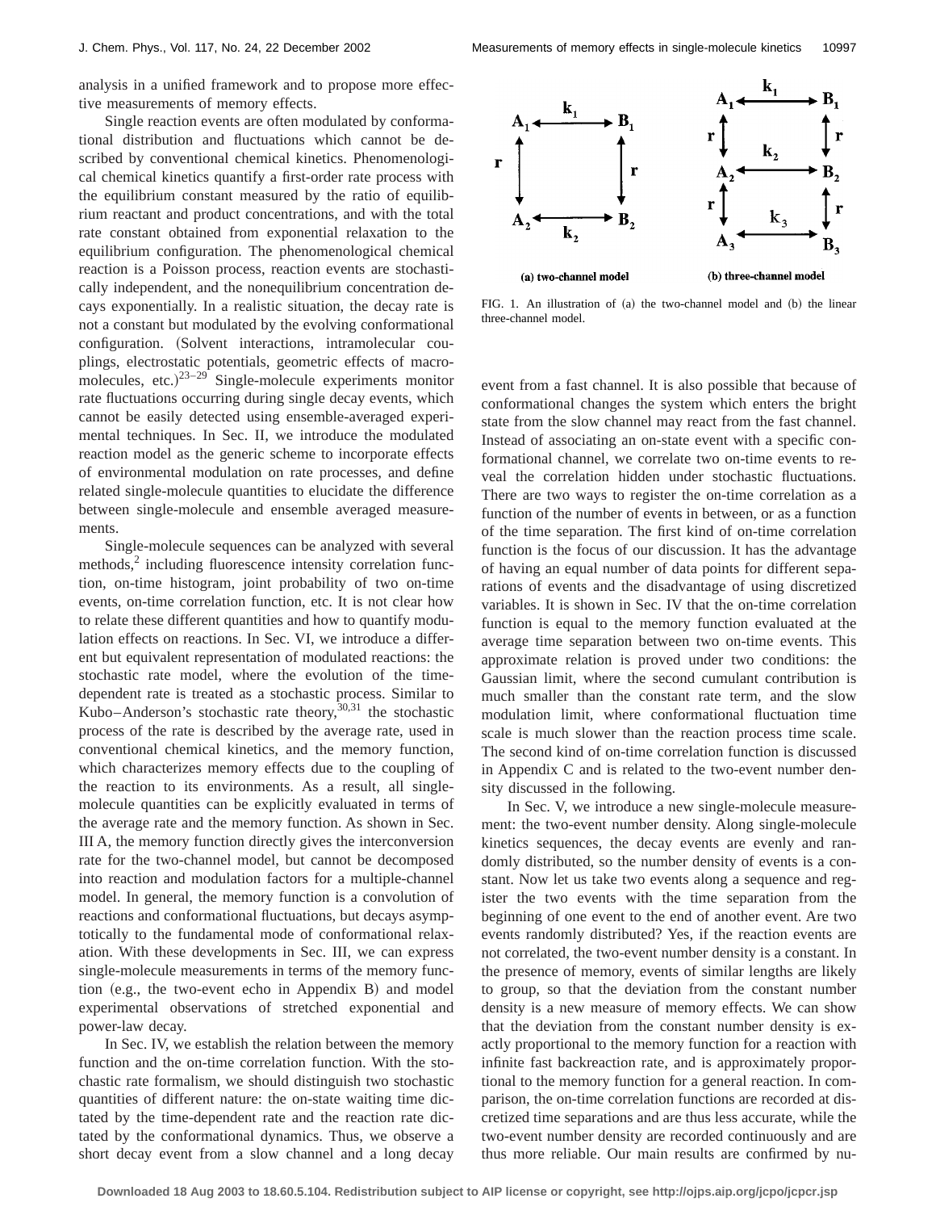analysis in a unified framework and to propose more effective measurements of memory effects.

Single reaction events are often modulated by conformational distribution and fluctuations which cannot be described by conventional chemical kinetics. Phenomenological chemical kinetics quantify a first-order rate process with the equilibrium constant measured by the ratio of equilibrium reactant and product concentrations, and with the total rate constant obtained from exponential relaxation to the equilibrium configuration. The phenomenological chemical reaction is a Poisson process, reaction events are stochastically independent, and the nonequilibrium concentration decays exponentially. In a realistic situation, the decay rate is not a constant but modulated by the evolving conformational configuration. (Solvent interactions, intramolecular couplings, electrostatic potentials, geometric effects of macromolecules, etc.)[23–29] Single-molecule experiments monitor rate fluctuations occurring during single decay events, which cannot be easily detected using ensemble-averaged experimental techniques. In Sec. II, we introduce the modulated reaction model as the generic scheme to incorporate effects of environmental modulation on rate processes, and define related single-molecule quantities to elucidate the difference between single-molecule and ensemble averaged measurements.

Single-molecule sequences can be analyzed with several methods,[2] including fluorescence intensity correlation function, on-time histogram, joint probability of two on-time events, on-time correlation function, etc. It is not clear how to relate these different quantities and how to quantify modulation effects on reactions. In Sec. VI, we introduce a different but equivalent representation of modulated reactions: the stochastic rate model, where the evolution of the time-dependent rate is treated as a stochastic process. Similar to Kubo–Anderson's stochastic rate theory,[30,31] the stochastic process of the rate is described by the average rate, used in conventional chemical kinetics, and the memory function, which characterizes memory effects due to the coupling of the reaction to its environments. As a result, all single-molecule quantities can be explicitly evaluated in terms of the average rate and the memory function. As shown in Sec. III A, the memory function directly gives the interconversion rate for the two-channel model, but cannot be decomposed into reaction and modulation factors for a multiple-channel model. In general, the memory function is a convolution of reactions and conformational fluctuations, but decays asymptotically to the fundamental mode of conformational relaxation. With these developments in Sec. III, we can express single-molecule measurements in terms of the memory function (e.g., the two-event echo in Appendix B) and model experimental observations of stretched exponential and power-law decay.

In Sec. IV, we establish the relation between the memory function and the on-time correlation function. With the stochastic rate formalism, we should distinguish two stochastic quantities of different nature: the on-state waiting time dictated by the time-dependent rate and the reaction rate dictated by the conformational dynamics. Thus, we observe a short decay event from a slow channel and a long decay event from a fast channel. It is also possible that because of conformational changes the system which enters the bright state from the slow channel may react from the fast channel. Instead of associating an on-state event with a specific conformational channel, we correlate two on-time events to reveal the correlation hidden under stochastic fluctuations. There are two ways to register the on-time correlation as a function of the number of events in between, or as a function of the time separation. The first kind of on-time correlation function is the focus of our discussion. It has the advantage of having an equal number of data points for different separations of events and the disadvantage of using discretized variables. It is shown in Sec. IV that the on-time correlation function is equal to the memory function evaluated at the average time separation between two on-time events. This approximate relation is proved under two conditions: the Gaussian limit, where the second cumulant contribution is much smaller than the constant rate term, and the slow modulation limit, where conformational fluctuation time scale is much slower than the reaction process time scale. The second kind of on-time correlation function is discussed in Appendix C and is related to the two-event number density discussed in the following.

In Sec. V, we introduce a new single-molecule measurement: the two-event number density. Along single-molecule kinetics sequences, the decay events are evenly and randomly distributed, so the number density of events is a constant. Now let us take two events along a sequence and register the two events with the time separation from the beginning of one event to the end of another event. Are two events randomly distributed? Yes, if the reaction events are not correlated, the two-event number density is a constant. In the presence of memory, events of similar lengths are likely to group, so that the deviation from the constant number density is a new measure of memory effects. We can show that the deviation from the constant number density is exactly proportional to the memory function for a reaction with infinite fast backreaction rate, and is approximately proportional to the memory function for a general reaction. In comparison, the on-time correlation functions are recorded at discretized time separations and are thus less accurate, while the two-event number density are recorded continuously and are thus more reliable. Our main results are confirmed by nu-

FIG. 1. An illustration of (a) the two-channel model and (b) the linear three-channel model.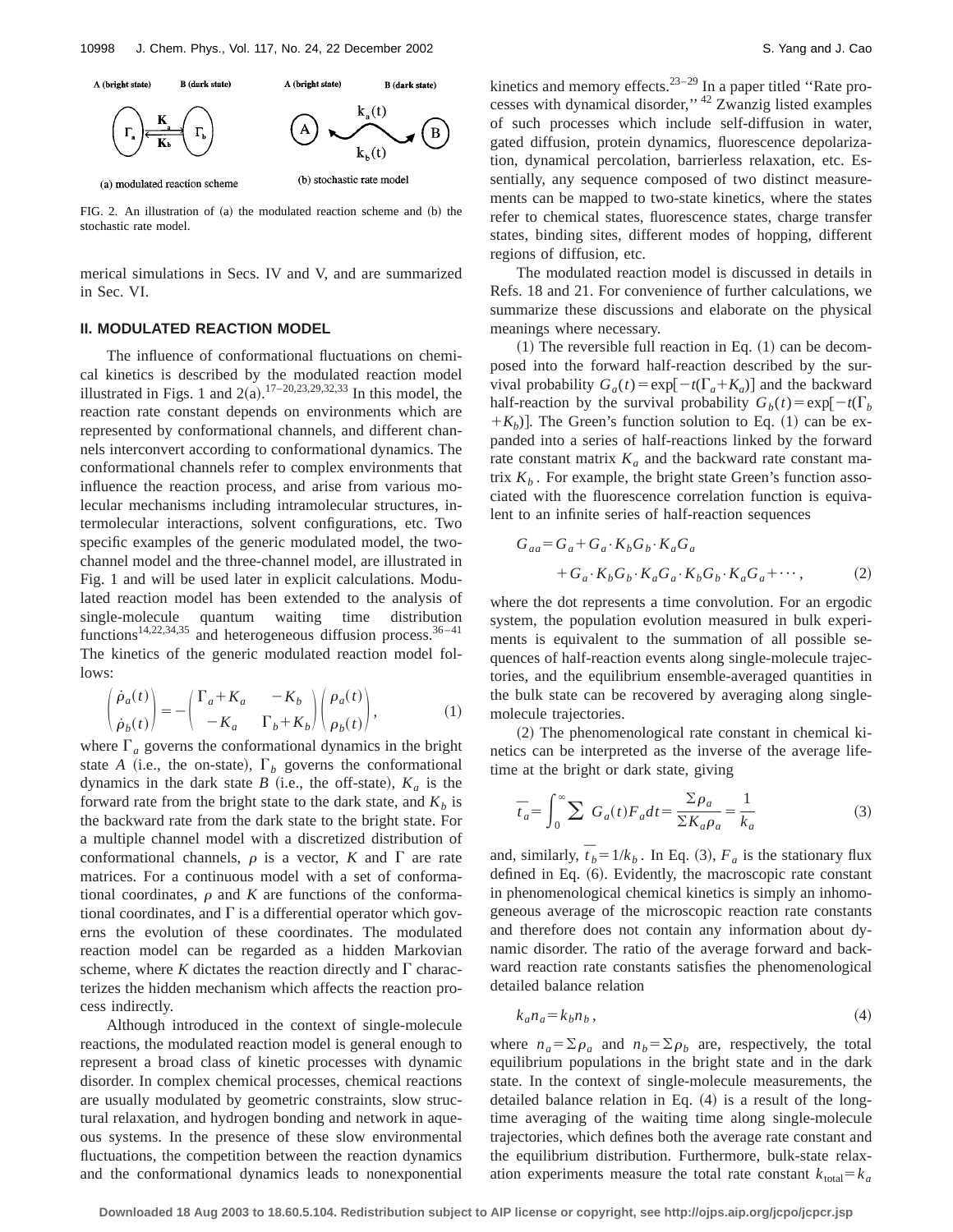FIG. 2. An illustration of (a) the modulated reaction scheme and (b) the stochastic rate model.

merical simulations in Secs. IV and V, and are summarized in Sec. VI.

## II. MODULATED REACTION MODEL

The influence of conformational fluctuations on chemical kinetics is described by the modulated reaction model illustrated in Figs. 1 and 2(a).[17–20,23,29,32,33] In this model, the reaction rate constant depends on environments which are represented by conformational channels, and different channels interconvert according to conformational dynamics. The conformational channels refer to complex environments that influence the reaction process, and arise from various molecular mechanisms including intramolecular structures, intermolecular interactions, solvent configurations, etc. Two specific examples of the generic modulated model, the two-channel model and the three-channel model, are illustrated in Fig. 1 and will be used later in explicit calculations. Modulated reaction model has been extended to the analysis of single-molecule quantum waiting time distribution functions[14,22,34,35] and heterogeneous diffusion process.[36–41] The kinetics of the generic modulated reaction model follows:

$$\begin{pmatrix} \dot{\rho}_a(t) \\ \dot{\rho}_b(t) \end{pmatrix} = - \begin{pmatrix} \Gamma_a + K_a & -K_b \\ -K_a & \Gamma_b + K_b \end{pmatrix} \begin{pmatrix} \rho_a(t) \\ \rho_b(t) \end{pmatrix}, \tag{1}$$

where $\Gamma_a$ governs the conformational dynamics in the bright state $A$ (i.e., the on-state), $\Gamma_b$ governs the conformational dynamics in the dark state $B$ (i.e., the off-state), $K_a$ is the forward rate from the bright state to the dark state, and $K_b$ is the backward rate from the dark state to the bright state. For a multiple channel model with a discretized distribution of conformational channels, $\rho$ is a vector, $K$ and $\Gamma$ are rate matrices. For a continuous model with a set of conformational coordinates, $\rho$ and $K$ are functions of the conformational coordinates, and $\Gamma$ is a differential operator which governs the evolution of these coordinates. The modulated reaction model can be regarded as a hidden Markovian scheme, where $K$ dictates the reaction directly and $\Gamma$ characterizes the hidden mechanism which affects the reaction process indirectly.

Although introduced in the context of single-molecule reactions, the modulated reaction model is general enough to represent a broad class of kinetic processes with dynamic disorder. In complex chemical processes, chemical reactions are usually modulated by geometric constraints, slow structural relaxation, and hydrogen bonding and network in aqueous systems. In the presence of these slow environmental fluctuations, the competition between the reaction dynamics and the conformational dynamics leads to nonexponential kinetics and memory effects.[23–29] In a paper titled ''Rate processes with dynamical disorder,'' [42] Zwanzig listed examples of such processes which include self-diffusion in water, gated diffusion, protein dynamics, fluorescence depolarization, dynamical percolation, barrierless relaxation, etc. Essentially, any sequence composed of two distinct measurements can be mapped to two-state kinetics, where the states refer to chemical states, fluorescence states, charge transfer states, binding sites, different modes of hopping, different regions of diffusion, etc.

The modulated reaction model is discussed in details in Refs. 18 and 21. For convenience of further calculations, we summarize these discussions and elaborate on the physical meanings where necessary.

(1) The reversible full reaction in Eq. (1) can be decomposed into the forward half-reaction described by the survival probability $G_a(t) = \exp[-t(\Gamma_a + K_a)]$ and the backward half-reaction by the survival probability $G_b(t) = \exp[-t(\Gamma_b + K_b)]$. The Green's function solution to Eq. (1) can be expanded into a series of half-reactions linked by the forward rate constant matrix $K_a$ and the backward rate constant matrix $K_b$. For example, the bright state Green's function associated with the fluorescence correlation function is equivalent to an infinite series of half-reaction sequences

$$\begin{aligned} G_{aa} &= G_a + G_a \cdot K_b G_b \cdot K_a G_a \\ &\quad + G_a \cdot K_b G_b \cdot K_a G_a \cdot K_b G_b \cdot K_a G_a + \cdots, \end{aligned} \tag{2}$$

where the dot represents a time convolution. For an ergodic system, the population evolution measured in bulk experiments is equivalent to the summation of all possible sequences of half-reaction events along single-molecule trajectories, and the equilibrium ensemble-averaged quantities in the bulk state can be recovered by averaging along single-molecule trajectories.

(2) The phenomenological rate constant in chemical kinetics can be interpreted as the inverse of the average lifetime at the bright or dark state, giving

$$\bar{t}_a = \int_0^\infty \sum G_a(t) F_a dt = \frac{\Sigma \rho_a}{\Sigma K_a \rho_a} = \frac{1}{k_a} \tag{3}$$

and, similarly, $\bar{t}_b = 1/k_b$. In Eq. (3), $F_a$ is the stationary flux defined in Eq. (6). Evidently, the macroscopic rate constant in phenomenological chemical kinetics is simply an inhomogeneous average of the microscopic reaction rate constants and therefore does not contain any information about dynamic disorder. The ratio of the average forward and backward reaction rate constants satisfies the phenomenological detailed balance relation

$$k_a n_a = k_b n_b, \tag{4}$$

where $n_a = \Sigma \rho_a$ and $n_b = \Sigma \rho_b$ are, respectively, the total equilibrium populations in the bright state and in the dark state. In the context of single-molecule measurements, the detailed balance relation in Eq. (4) is a result of the long-time averaging of the waiting time along single-molecule trajectories, which defines both the average rate constant and the equilibrium distribution. Furthermore, bulk-state relaxation experiments measure the total rate constant $k_{\text{total}} = k_a$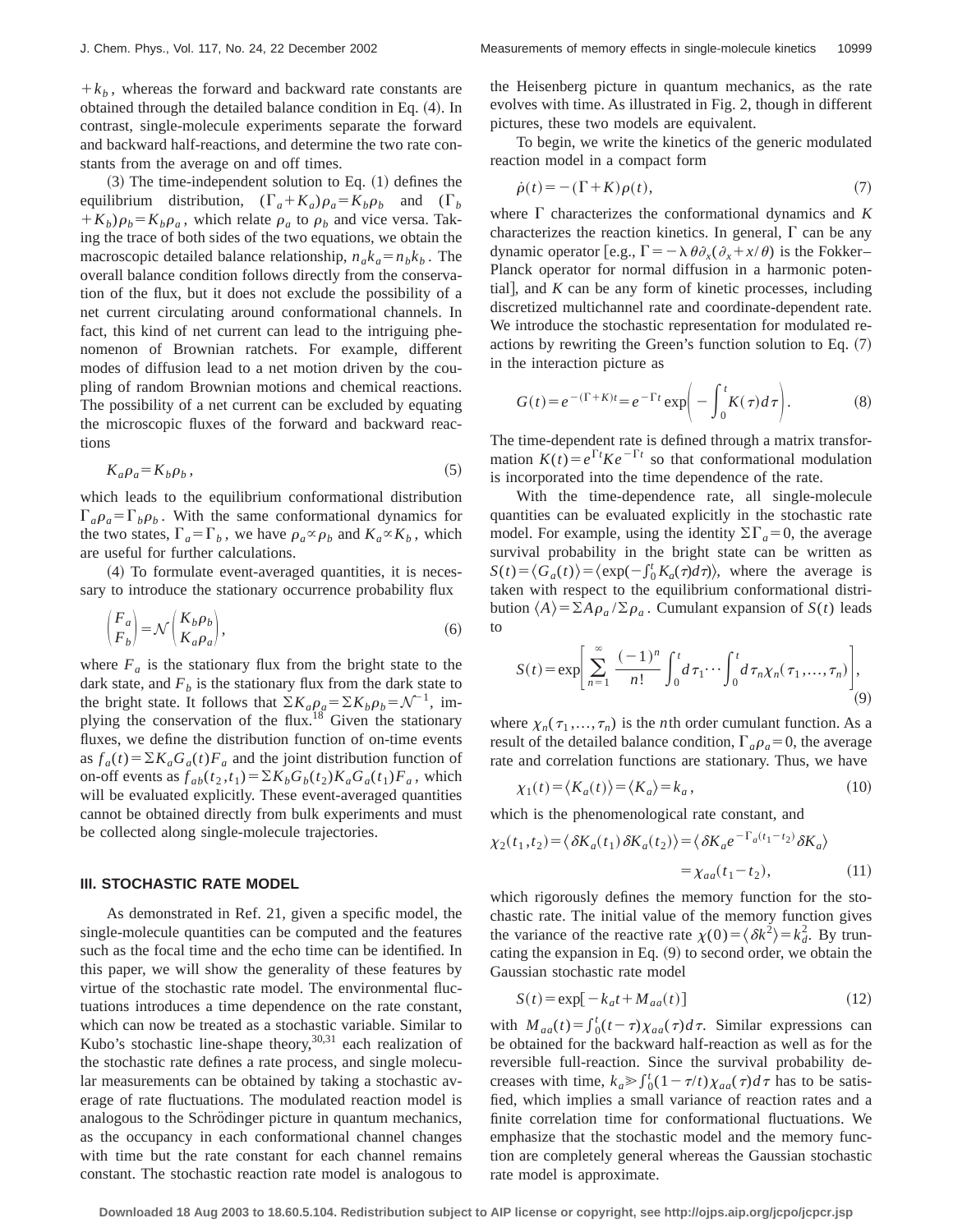$+k_b$, whereas the forward and backward rate constants are obtained through the detailed balance condition in Eq. (4). In contrast, single-molecule experiments separate the forward and backward half-reactions, and determine the two rate constants from the average on and off times.

(3) The time-independent solution to Eq. (1) defines the equilibrium distribution, $(\Gamma_a+K_a)\rho_a=K_b\rho_b$ and $(\Gamma_b+K_b)\rho_b=K_b\rho_a$, which relate $\rho_a$ to $\rho_b$ and vice versa. Taking the trace of both sides of the two equations, we obtain the macroscopic detailed balance relationship, $n_a k_a = n_b k_b$. The overall balance condition follows directly from the conservation of the flux, but it does not exclude the possibility of a net current circulating around conformational channels. In fact, this kind of net current can lead to the intriguing phenomenon of Brownian ratchets. For example, different modes of diffusion lead to a net motion driven by the coupling of random Brownian motions and chemical reactions. The possibility of a net current can be excluded by equating the microscopic fluxes of the forward and backward reactions

$$K_a\rho_a = K_b\rho_b, \tag{5}$$

which leads to the equilibrium conformational distribution $\Gamma_a\rho_a=\Gamma_b\rho_b$. With the same conformational dynamics for the two states, $\Gamma_a=\Gamma_b$, we have $\rho_a \propto \rho_b$ and $K_a \propto K_b$, which are useful for further calculations.

(4) To formulate event-averaged quantities, it is necessary to introduce the stationary occurrence probability flux

$$\begin{pmatrix} F_a \\ F_b \end{pmatrix} = \mathcal{N} \begin{pmatrix} K_b\rho_b \\ K_a\rho_a \end{pmatrix}, \tag{6}$$

where $F_a$ is the stationary flux from the bright state to the dark state, and $F_b$ is the stationary flux from the dark state to the bright state. It follows that $\Sigma K_a\rho_a = \Sigma K_b\rho_b = \mathcal{N}^{-1}$, implying the conservation of the flux.[18] Given the stationary fluxes, we define the distribution function of on-time events as $f_a(t)=\Sigma K_a G_a(t) F_a$ and the joint distribution function of on-off events as $f_{ab}(t_2,t_1)=\Sigma K_b G_b(t_2) K_a G_a(t_1) F_a$, which will be evaluated explicitly. These event-averaged quantities cannot be obtained directly from bulk experiments and must be collected along single-molecule trajectories.

### III. STOCHASTIC RATE MODEL

As demonstrated in Ref. 21, given a specific model, the single-molecule quantities can be computed and the features such as the focal time and the echo time can be identified. In this paper, we will show the generality of these features by virtue of the stochastic rate model. The environmental fluctuations introduces a time dependence on the rate constant, which can now be treated as a stochastic variable. Similar to Kubo's stochastic line-shape theory,[30,31] each realization of the stochastic rate defines a rate process, and single molecular measurements can be obtained by taking a stochastic average of rate fluctuations. The modulated reaction model is analogous to the Schrödinger picture in quantum mechanics, as the occupancy in each conformational channel changes with time but the rate constant for each channel remains constant. The stochastic reaction rate model is analogous to the Heisenberg picture in quantum mechanics, as the rate evolves with time. As illustrated in Fig. 2, though in different pictures, these two models are equivalent.

To begin, we write the kinetics of the generic modulated reaction model in a compact form

$$\dot{\rho}(t) = -(\Gamma+K)\rho(t), \tag{7}$$

where $\Gamma$ characterizes the conformational dynamics and $K$ characterizes the reaction kinetics. In general, $\Gamma$ can be any dynamic operator [e.g., $\Gamma=-\lambda\theta\partial_x(\partial_x+x/\theta)$ is the Fokker–Planck operator for normal diffusion in a harmonic potential], and $K$ can be any form of kinetic processes, including discretized multichannel rate and coordinate-dependent rate. We introduce the stochastic representation for modulated reactions by rewriting the Green's function solution to Eq. (7) in the interaction picture as

$$G(t)=e^{-(\Gamma+K)t}=e^{-\Gamma t}\exp\left(-\int_0^t K(\tau)d\tau\right). \tag{8}$$

The time-dependent rate is defined through a matrix transformation $K(t)=e^{\Gamma t}Ke^{-\Gamma t}$ so that conformational modulation is incorporated into the time dependence of the rate.

With the time-dependence rate, all single-molecule quantities can be evaluated explicitly in the stochastic rate model. For example, using the identity $\Sigma\Gamma_a=0$, the average survival probability in the bright state can be written as $S(t)=\langle G_a(t)\rangle=\langle\exp(-\int_0^t K_a(\tau)d\tau)\rangle$, where the average is taken with respect to the equilibrium conformational distribution $\langle A\rangle=\Sigma A\rho_a/\Sigma\rho_a$. Cumulant expansion of $S(t)$ leads to

$$S(t)=\exp\left[\sum_{n=1}^{\infty}\frac{(-1)^n}{n!}\int_0^t d\tau_1\cdots\int_0^t d\tau_n \chi_n(\tau_1,\ldots,\tau_n)\right], \tag{9}$$

where $\chi_n(\tau_1,\ldots,\tau_n)$ is the $n$th order cumulant function. As a result of the detailed balance condition, $\Gamma_a\rho_a=0$, the average rate and correlation functions are stationary. Thus, we have

$$\chi_1(t)=\langle K_a(t)\rangle=\langle K_a\rangle=k_a, \tag{10}$$

which is the phenomenological rate constant, and

$$\chi_2(t_1,t_2)=\langle\delta K_a(t_1)\delta K_a(t_2)\rangle=\langle\delta K_a e^{-\Gamma_a(t_1-t_2)}\delta K_a\rangle = \chi_{aa}(t_1-t_2), \tag{11}$$

which rigorously defines the memory function for the stochastic rate. The initial value of the memory function gives the variance of the reactive rate $\chi(0)=\langle\delta k^2\rangle=k_d^2$. By truncating the expansion in Eq. (9) to second order, we obtain the Gaussian stochastic rate model

$$S(t)=\exp[-k_a t+M_{aa}(t)] \tag{12}$$

with $M_{aa}(t)=\int_0^t(t-\tau)\chi_{aa}(\tau)d\tau$. Similar expressions can be obtained for the backward half-reaction as well as for the reversible full-reaction. Since the survival probability decreases with time, $k_a \gg \int_0^t(1-\tau/t)\chi_{aa}(\tau)d\tau$ has to be satisfied, which implies a small variance of reaction rates and a finite correlation time for conformational fluctuations. We emphasize that the stochastic model and the memory function are completely general whereas the Gaussian stochastic rate model is approximate.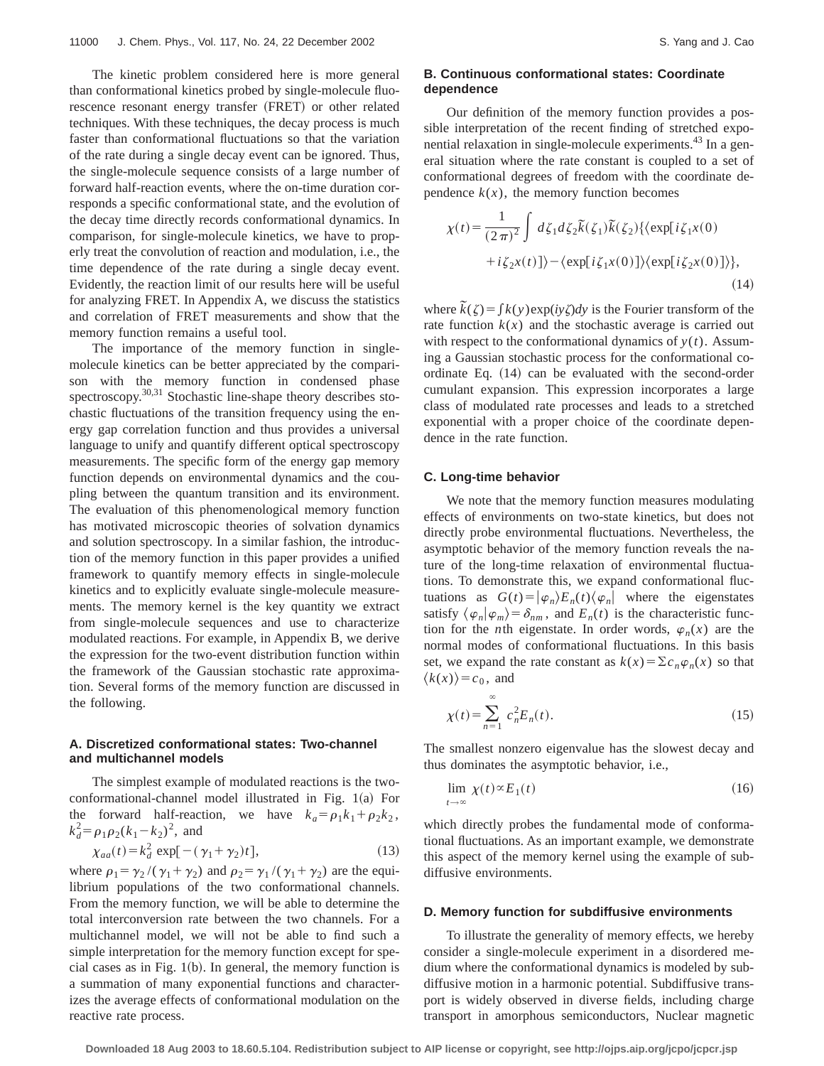The kinetic problem considered here is more general than conformational kinetics probed by single-molecule fluorescence resonant energy transfer (FRET) or other related techniques. With these techniques, the decay process is much faster than conformational fluctuations so that the variation of the rate during a single decay event can be ignored. Thus, the single-molecule sequence consists of a large number of forward half-reaction events, where the on-time duration corresponds a specific conformational state, and the evolution of the decay time directly records conformational dynamics. In comparison, for single-molecule kinetics, we have to properly treat the convolution of reaction and modulation, i.e., the time dependence of the rate during a single decay event. Evidently, the reaction limit of our results here will be useful for analyzing FRET. In Appendix A, we discuss the statistics and correlation of FRET measurements and show that the memory function remains a useful tool.

The importance of the memory function in single-molecule kinetics can be better appreciated by the comparison with the memory function in condensed phase spectroscopy.[30,31] Stochastic line-shape theory describes stochastic fluctuations of the transition frequency using the energy gap correlation function and thus provides a universal language to unify and quantify different optical spectroscopy measurements. The specific form of the energy gap memory function depends on environmental dynamics and the coupling between the quantum transition and its environment. The evaluation of this phenomenological memory function has motivated microscopic theories of solvation dynamics and solution spectroscopy. In a similar fashion, the introduction of the memory function in this paper provides a unified framework to quantify memory effects in single-molecule kinetics and to explicitly evaluate single-molecule measurements. The memory kernel is the key quantity we extract from single-molecule sequences and use to characterize modulated reactions. For example, in Appendix B, we derive the expression for the two-event distribution function within the framework of the Gaussian stochastic rate approximation. Several forms of the memory function are discussed in the following.

### A. Discretized conformational states: Two-channel and multichannel models

The simplest example of modulated reactions is the two-conformational-channel model illustrated in Fig. 1(a) For the forward half-reaction, we have $k_a = \rho_1 k_1 + \rho_2 k_2$, $k_d^2 = \rho_1 \rho_2 (k_1 - k_2)^2$, and

$$\chi_{aa}(t) = k_d^2 \exp[-(\gamma_1 + \gamma_2)t], \tag{13}$$

where $\rho_1 = \gamma_2/(\gamma_1 + \gamma_2)$ and $\rho_2 = \gamma_1/(\gamma_1 + \gamma_2)$ are the equilibrium populations of the two conformational channels. From the memory function, we will be able to determine the total interconversion rate between the two channels. For a multichannel model, we will not be able to find such a simple interpretation for the memory function except for special cases as in Fig. 1(b). In general, the memory function is a summation of many exponential functions and characterizes the average effects of conformational modulation on the reactive rate process.

### B. Continuous conformational states: Coordinate dependence

Our definition of the memory function provides a possible interpretation of the recent finding of stretched exponential relaxation in single-molecule experiments.[43] In a general situation where the rate constant is coupled to a set of conformational degrees of freedom with the coordinate dependence $k(x)$, the memory function becomes

$$\chi(t) = \frac{1}{(2\pi)^2} \int d\zeta_1 d\zeta_2 \tilde{k}(\zeta_1) \tilde{k}(\zeta_2) \{ \langle \exp[i\zeta_1 x(0) + i\zeta_2 x(t)] \rangle - \langle \exp[i\zeta_1 x(0)] \rangle \langle \exp[i\zeta_2 x(0)] \rangle \}, \tag{14}$$

where $\tilde{k}(\zeta) = \int k(y) \exp(iy\zeta) dy$ is the Fourier transform of the rate function $k(x)$ and the stochastic average is carried out with respect to the conformational dynamics of $y(t)$. Assuming a Gaussian stochastic process for the conformational coordinate Eq. (14) can be evaluated with the second-order cumulant expansion. This expression incorporates a large class of modulated rate processes and leads to a stretched exponential with a proper choice of the coordinate dependence in the rate function.

### C. Long-time behavior

We note that the memory function measures modulating effects of environments on two-state kinetics, but does not directly probe environmental fluctuations. Nevertheless, the asymptotic behavior of the memory function reveals the nature of the long-time relaxation of environmental fluctuations. To demonstrate this, we expand conformational fluctuations as $G(t) = |\varphi_n\rangle E_n(t) \langle \varphi_n|$ where the eigenstates satisfy $\langle \varphi_n | \varphi_m \rangle = \delta_{nm}$, and $E_n(t)$ is the characteristic function for the $n$th eigenstate. In order words, $\varphi_n(x)$ are the normal modes of conformational fluctuations. In this basis set, we expand the rate constant as $k(x) = \Sigma c_n \varphi_n(x)$ so that $\langle k(x) \rangle = c_0$, and

$$\chi(t) = \sum_{n=1}^{\infty} c_n^2 E_n(t). \tag{15}$$

The smallest nonzero eigenvalue has the slowest decay and thus dominates the asymptotic behavior, i.e.,

$$\lim_{t\to\infty} \chi(t) \propto E_1(t) \tag{16}$$

which directly probes the fundamental mode of conformational fluctuations. As an important example, we demonstrate this aspect of the memory kernel using the example of subdiffusive environments.

### D. Memory function for subdiffusive environments

To illustrate the generality of memory effects, we hereby consider a single-molecule experiment in a disordered medium where the conformational dynamics is modeled by subdiffusive motion in a harmonic potential. Subdiffusive transport is widely observed in diverse fields, including charge transport in amorphous semiconductors, Nuclear magnetic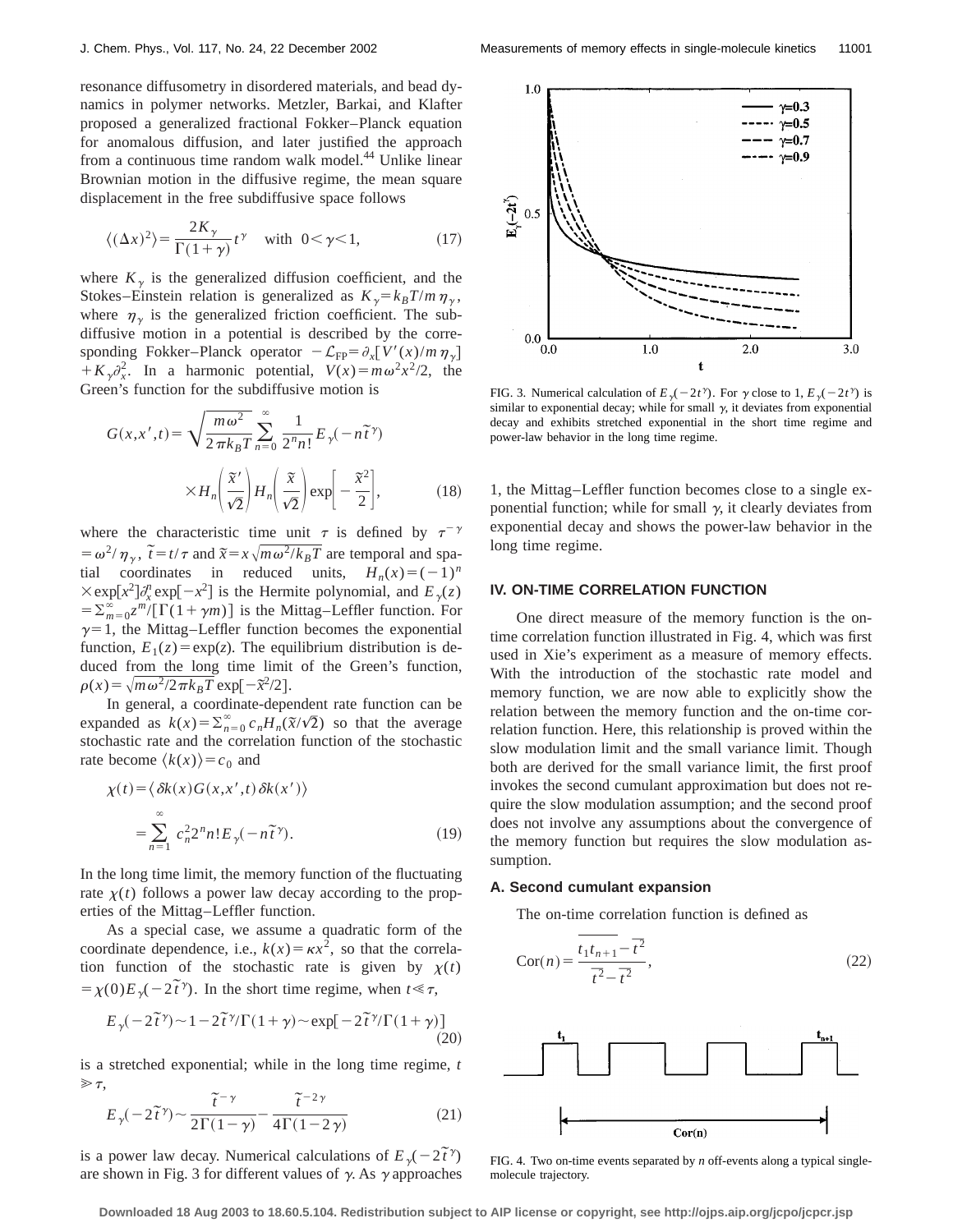resonance diffusometry in disordered materials, and bead dynamics in polymer networks. Metzler, Barkai, and Klafter proposed a generalized fractional Fokker–Planck equation for anomalous diffusion, and later justified the approach from a continuous time random walk model.[44] Unlike linear Brownian motion in the diffusive regime, the mean square displacement in the free subdiffusive space follows

$$\langle (\Delta x)^2 \rangle = \frac{2K_\gamma}{\Gamma(1+\gamma)} t^\gamma \quad \text{with} \quad 0<\gamma<1, \tag{17}$$

where $K_\gamma$ is the generalized diffusion coefficient, and the Stokes–Einstein relation is generalized as $K_\gamma = k_B T/m\eta_\gamma$, where $\eta_\gamma$ is the generalized friction coefficient. The subdiffusive motion in a potential is described by the corresponding Fokker–Planck operator $-\mathcal{L}_{\rm FP} = \partial_x[V'(x)/m\eta_\gamma] + K_\gamma \partial_x^2$. In a harmonic potential, $V(x) = m\omega^2 x^2/2$, the Green's function for the subdiffusive motion is

$$G(x,x',t) = \sqrt{\frac{m\omega^2}{2\pi k_B T}} \sum_{n=0}^{\infty} \frac{1}{2^n n!} E_\gamma(-n\tilde{t}^\gamma) \times H_n\left(\frac{\tilde{x}'}{\sqrt{2}}\right) H_n\left(\frac{\tilde{x}}{\sqrt{2}}\right) \exp\left[-\frac{\tilde{x}^2}{2}\right], \tag{18}$$

where the characteristic time unit $\tau$ is defined by $\tau^{-\gamma} = \omega^2/\eta_\gamma$, $\tilde{t} = t/\tau$ and $\tilde{x} = x\sqrt{m\omega^2/k_B T}$ are temporal and spatial coordinates in reduced units, $H_n(x) = (-1)^n \times \exp[x^2] \partial_x^n \exp[-x^2]$ is the Hermite polynomial, and $E_\gamma(z) = \sum_{m=0}^{\infty} z^m/[\Gamma(1+\gamma m)]$ is the Mittag–Leffler function. For $\gamma=1$, the Mittag–Leffler function becomes the exponential function, $E_1(z) = \exp(z)$. The equilibrium distribution is deduced from the long time limit of the Green's function, $\rho(x) = \sqrt{m\omega^2/2\pi k_B T} \exp[-\tilde{x}^2/2]$.

In general, a coordinate-dependent rate function can be expanded as $k(x) = \sum_{n=0}^{\infty} c_n H_n(\tilde{x}/\sqrt{2})$ so that the average stochastic rate and the correlation function of the stochastic rate become $\langle k(x) \rangle = c_0$ and

$$\chi(t) = \langle \delta k(x) G(x,x',t) \delta k(x') \rangle = \sum_{n=1}^{\infty} c_n^2 2^n n! E_\gamma(-n\tilde{t}^\gamma). \tag{19}$$

In the long time limit, the memory function of the fluctuating rate $\chi(t)$ follows a power law decay according to the properties of the Mittag–Leffler function.

As a special case, we assume a quadratic form of the coordinate dependence, i.e., $k(x) = \kappa x^2$, so that the correlation function of the stochastic rate is given by $\chi(t) = \chi(0) E_\gamma(-2\tilde{t}^\gamma)$. In the short time regime, when $t \ll \tau$,

$$E_\gamma(-2\tilde{t}^\gamma) \sim 1 - 2\tilde{t}^\gamma/\Gamma(1+\gamma) \sim \exp[-2\tilde{t}^\gamma/\Gamma(1+\gamma)] \tag{20}$$

is a stretched exponential; while in the long time regime, $t \gg \tau$,

$$E_\gamma(-2\tilde{t}^\gamma) \sim \frac{\tilde{t}^{-\gamma}}{2\Gamma(1-\gamma)} - \frac{\tilde{t}^{-2\gamma}}{4\Gamma(1-2\gamma)} \tag{21}$$

is a power law decay. Numerical calculations of $E_\gamma(-2\tilde{t}^\gamma)$ are shown in Fig. 3 for different values of $\gamma$. As $\gamma$ approaches 1, the Mittag–Leffler function becomes close to a single exponential function; while for small $\gamma$, it clearly deviates from exponential decay and shows the power-law behavior in the long time regime.

FIG. 3. Numerical calculation of $E_\gamma(-2t^\gamma)$. For $\gamma$ close to 1, $E_\gamma(-2t^\gamma)$ is similar to exponential decay; while for small $\gamma$, it deviates from exponential decay and exhibits stretched exponential in the short time regime and power-law behavior in the long time regime.

## IV. ON-TIME CORRELATION FUNCTION

One direct measure of the memory function is the on-time correlation function illustrated in Fig. 4, which was first used in Xie's experiment as a measure of memory effects. With the introduction of the stochastic rate model and memory function, we are now able to explicitly show the relation between the memory function and the on-time correlation function. Here, this relationship is proved within the slow modulation limit and the small variance limit. Though both are derived for the small variance limit, the first proof invokes the second cumulant approximation but does not require the slow modulation assumption; and the second proof does not involve any assumptions about the convergence of the memory function but requires the slow modulation assumption.

### A. Second cumulant expansion

The on-time correlation function is defined as

$$\text{Cor}(n) = \frac{\overline{t_1 t_{n+1}} - \overline{t}^2}{\overline{t^2} - \overline{t}^2}, \tag{22}$$

FIG. 4. Two on-time events separated by $n$ off-events along a typical single-molecule trajectory.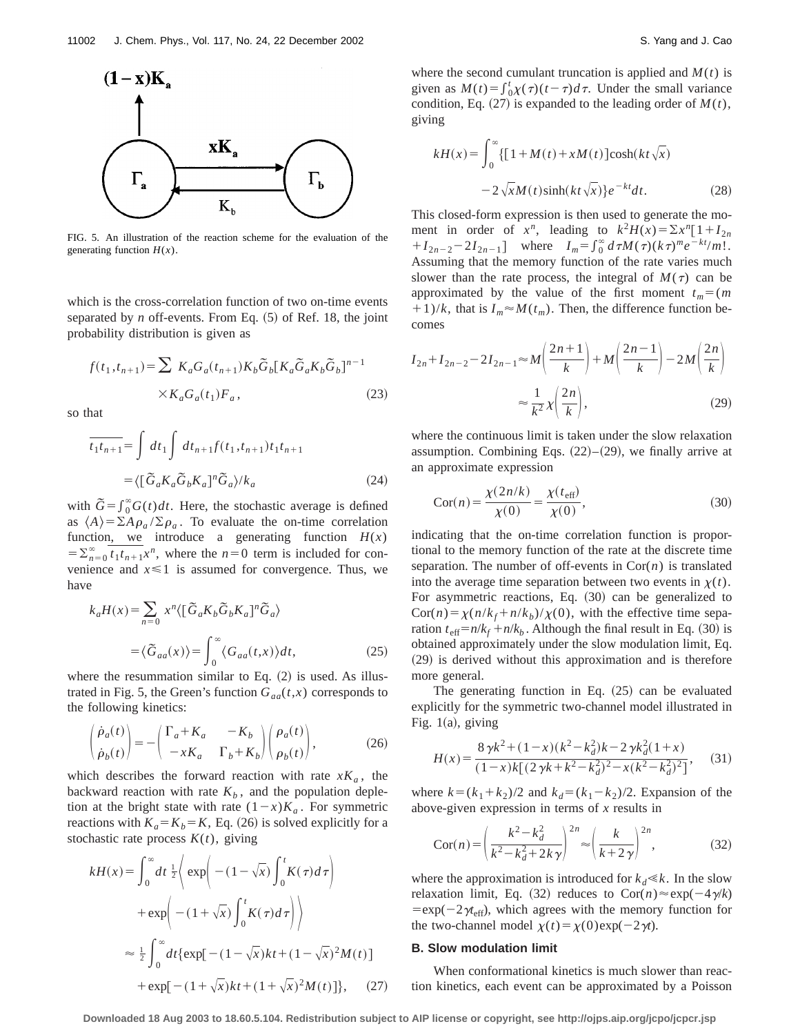FIG. 5. An illustration of the reaction scheme for the evaluation of the generating function $H(x)$.

which is the cross-correlation function of two on-time events separated by $n$ off-events. From Eq. (5) of Ref. 18, the joint probability distribution is given as

$$f(t_1,t_{n+1})=\sum K_aG_a(t_{n+1})K_b\tilde{G}_b[K_a\tilde{G}_aK_b\tilde{G}_b]^{n-1}\times K_aG_a(t_1)F_a, \tag{23}$$

so that

$$\overline{t_1t_{n+1}}=\int dt_1\int dt_{n+1}f(t_1,t_{n+1})t_1t_{n+1}$$
$$=\langle[\tilde{G}_aK_a\tilde{G}_bK_a]^n\tilde{G}_a\rangle/k_a \tag{24}$$

with $\tilde{G}=\int_0^\infty G(t)dt$. Here, the stochastic average is defined as $\langle A\rangle=\Sigma A\rho_a/\Sigma\rho_a$. To evaluate the on-time correlation function, we introduce a generating function $H(x)=\Sigma_{n=0}^\infty\overline{t_1t_{n+1}}x^n$, where the $n=0$ term is included for convenience and $x\leqslant 1$ is assumed for convergence. Thus, we have

$$k_aH(x)=\sum_{n=0}x^n\langle[\tilde{G}_aK_b\tilde{G}_bK_a]^n\tilde{G}_a\rangle$$
$$=\langle\tilde{G}_{aa}(x)\rangle=\int_0^\infty\langle G_{aa}(t,x)\rangle dt, \tag{25}$$

where the resummation similar to Eq. (2) is used. As illustrated in Fig. 5, the Green's function $G_{aa}(t,x)$ corresponds to the following kinetics:

$$\begin{pmatrix}\dot{\rho}_a(t)\\ \dot{\rho}_b(t)\end{pmatrix}=-\begin{pmatrix}\Gamma_a+K_a & -K_b\\ -xK_a & \Gamma_b+K_b\end{pmatrix}\begin{pmatrix}\rho_a(t)\\ \rho_b(t)\end{pmatrix}, \tag{26}$$

which describes the forward reaction with rate $xK_a$, the backward reaction with rate $K_b$, and the population depletion at the bright state with rate $(1-x)K_a$. For symmetric reactions with $K_a=K_b=K$, Eq. (26) is solved explicitly for a stochastic rate process $K(t)$, giving

$$kH(x)=\int_0^\infty dt\,\tfrac{1}{2}\left\langle\exp\left(-(1-\sqrt{x})\int_0^tK(\tau)d\tau\right)+\exp\left(-(1+\sqrt{x})\int_0^tK(\tau)d\tau\right)\right\rangle$$
$$\approx\tfrac{1}{2}\int_0^\infty dt\{\exp[-(1-\sqrt{x})kt+(1-\sqrt{x})^2M(t)]+\exp[-(1+\sqrt{x})kt+(1+\sqrt{x})^2M(t)]\}, \tag{27}$$

where the second cumulant truncation is applied and $M(t)$ is given as $M(t)=\int_0^t\chi(\tau)(t-\tau)d\tau$. Under the small variance condition, Eq. (27) is expanded to the leading order of $M(t)$, giving

$$kH(x)=\int_0^\infty\{[1+M(t)+xM(t)]\cosh(kt\sqrt{x})-2\sqrt{x}M(t)\sinh(kt\sqrt{x})\}e^{-kt}dt. \tag{28}$$

This closed-form expression is then used to generate the moment in order of $x^n$, leading to $k^2H(x)=\Sigma x^n[1+I_{2n}+I_{2n-2}-2I_{2n-1}]$ where $I_m=\int_0^\infty d\tau M(\tau)(k\tau)^me^{-kt}/m!$. Assuming that the memory function of the rate varies much slower than the rate process, the integral of $M(\tau)$ can be approximated by the value of the first moment $t_m=(m+1)/k$, that is $I_m\approx M(t_m)$. Then, the difference function becomes

$$I_{2n}+I_{2n-2}-2I_{2n-1}\approx M\left(\frac{2n+1}{k}\right)+M\left(\frac{2n-1}{k}\right)-2M\left(\frac{2n}{k}\right)$$
$$\approx\frac{1}{k^2}\chi\left(\frac{2n}{k}\right), \tag{29}$$

where the continuous limit is taken under the slow relaxation assumption. Combining Eqs. (22)–(29), we finally arrive at an approximate expression

$$\mathrm{Cor}(n)=\frac{\chi(2n/k)}{\chi(0)}=\frac{\chi(t_{\mathrm{eff}})}{\chi(0)}, \tag{30}$$

indicating that the on-time correlation function is proportional to the memory function of the rate at the discrete time separation. The number of off-events in $\mathrm{Cor}(n)$ is translated into the average time separation between two events in $\chi(t)$. For asymmetric reactions, Eq. (30) can be generalized to $\mathrm{Cor}(n)=\chi(n/k_f+n/k_b)/\chi(0)$, with the effective time separation $t_{\mathrm{eff}}=n/k_f+n/k_b$. Although the final result in Eq. (30) is obtained approximately under the slow modulation limit, Eq. (29) is derived without this approximation and is therefore more general.

The generating function in Eq. (25) can be evaluated explicitly for the symmetric two-channel model illustrated in Fig. 1(a), giving

$$H(x)=\frac{8\gamma k^2+(1-x)(k^2-k_d^2)k-2\gamma k_d^2(1+x)}{(1-x)k[(2\gamma k+k^2-k_d^2)^2-x(k^2-k_d^2)^2]}, \tag{31}$$

where $k=(k_1+k_2)/2$ and $k_d=(k_1-k_2)/2$. Expansion of the above-given expression in terms of $x$ results in

$$\mathrm{Cor}(n)=\left(\frac{k^2-k_d^2}{k^2-k_d^2+2k\gamma}\right)^{2n}\approx\left(\frac{k}{k+2\gamma}\right)^{2n}, \tag{32}$$

where the approximation is introduced for $k_d\ll k$. In the slow relaxation limit, Eq. (32) reduces to $\mathrm{Cor}(n)\approx\exp(-4\gamma/k)=\exp(-2\gamma t_{\mathrm{eff}})$, which agrees with the memory function for the two-channel model $\chi(t)=\chi(0)\exp(-2\gamma t)$.

### B. Slow modulation limit

When conformational kinetics is much slower than reaction kinetics, each event can be approximated by a Poisson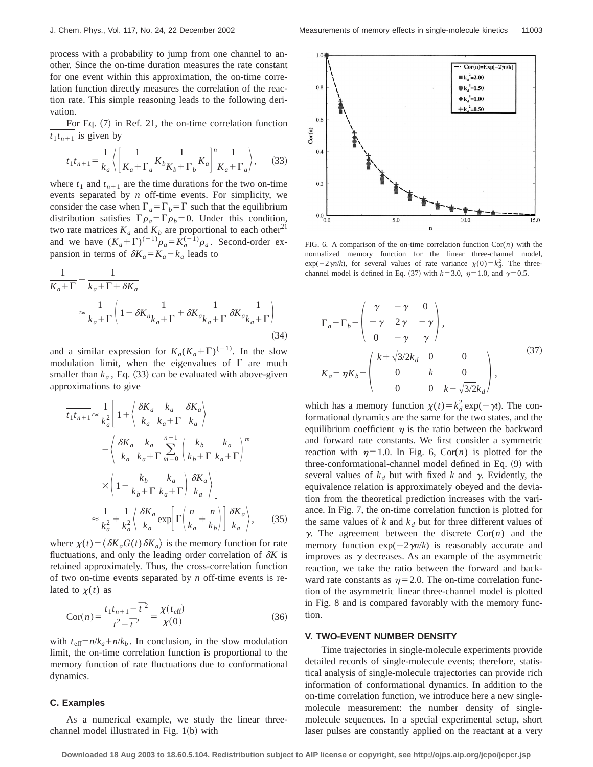process with a probability to jump from one channel to another. Since the on-time duration measures the rate constant for one event within this approximation, the on-time correlation function directly measures the correlation of the reaction rate. This simple reasoning leads to the following derivation.

For Eq. (7) in Ref. 21, the on-time correlation function $\overline{t_1 t_{n+1}}$ is given by

$$\overline{t_1 t_{n+1}} = \frac{1}{k_a}\left\langle \left[\frac{1}{K_a+\Gamma_a}K_b\frac{1}{K_b+\Gamma_b}K_a\right]^n \frac{1}{K_a+\Gamma_a}\right\rangle, \tag{33}$$

where $t_1$ and $t_{n+1}$ are the time durations for the two on-time events separated by $n$ off-time events. For simplicity, we consider the case when $\Gamma_a=\Gamma_b=\Gamma$ such that the equilibrium distribution satisfies $\Gamma\rho_a=\Gamma\rho_b=0$. Under this condition, two rate matrices $K_a$ and $K_b$ are proportional to each other[21] and we have $(K_a+\Gamma)^{(-1)}\rho_a = K_a^{(-1)}\rho_a$. Second-order expansion in terms of $\delta K_a = K_a - k_a$ leads to

$$\begin{aligned}\frac{1}{K_a+\Gamma} &= \frac{1}{k_a+\Gamma+\delta K_a}\\ &\approx \frac{1}{k_a+\Gamma}\left(1-\delta K_a\frac{1}{k_a+\Gamma}+\delta K_a\frac{1}{k_a+\Gamma}\,\delta K_a\frac{1}{k_a+\Gamma}\right)\end{aligned} \tag{34}$$

and a similar expression for $K_a(K_a+\Gamma)^{(-1)}$. In the slow modulation limit, when the eigenvalues of $\Gamma$ are much smaller than $k_a$, Eq. (33) can be evaluated with above-given approximations to give

$$\begin{aligned}\overline{t_1 t_{n+1}} &\approx \frac{1}{k_a^2}\Bigg[1+\left\langle\frac{\delta K_a}{k_a}\,\frac{k_a}{k_a+\Gamma}\,\frac{\delta K_a}{k_a}\right\rangle\\ &\quad -\left\langle\frac{\delta K_a}{k_a}\,\frac{k_a}{k_a+\Gamma}\sum_{m=0}^{n-1}\left(\frac{k_b}{k_b+\Gamma}\,\frac{k_a}{k_a+\Gamma}\right)^m\right.\\ &\quad \left.\times\left(1-\frac{k_b}{k_b+\Gamma}\,\frac{k_a}{k_a+\Gamma}\right)\frac{\delta K_a}{k_a}\right\rangle\Bigg]\\ &\approx \frac{1}{k_a^2}+\frac{1}{k_a^2}\left\langle\frac{\delta K_a}{k_a}\exp\left[\Gamma\left(\frac{n}{k_a}+\frac{n}{k_b}\right)\right]\frac{\delta K_a}{k_a}\right\rangle,\end{aligned} \tag{35}$$

where $\chi(t)=\langle\delta K_a G(t)\delta K_a\rangle$ is the memory function for rate fluctuations, and only the leading order correlation of $\delta K$ is retained approximately. Thus, the cross-correlation function of two on-time events separated by $n$ off-time events is related to $\chi(t)$ as

$$\mathrm{Cor}(n)=\frac{\overline{t_1 t_{n+1}}-\overline{t}^2}{\overline{t^2}-\overline{t}^2}=\frac{\chi(t_{\mathrm{eff}})}{\chi(0)} \tag{36}$$

with $t_{\mathrm{eff}}=n/k_a+n/k_b$. In conclusion, in the slow modulation limit, the on-time correlation function is proportional to the memory function of rate fluctuations due to conformational dynamics.

### C. Examples

As a numerical example, we study the linear three-channel model illustrated in Fig. 1(b) with

FIG. 6. A comparison of the on-time correlation function Cor($n$) with the normalized memory function for the linear three-channel model, $\exp(-2\gamma n/k)$, for several values of rate variance $\chi(0)=k_d^2$. The three-channel model is defined in Eq. (37) with $k=3.0$, $\eta=1.0$, and $\gamma=0.5$.

$$\Gamma_a=\Gamma_b=\begin{pmatrix}\gamma & -\gamma & 0\\ -\gamma & 2\gamma & -\gamma\\ 0 & -\gamma & \gamma\end{pmatrix},$$
$$K_a=\eta K_b=\begin{pmatrix}k+\sqrt{3/2}k_d & 0 & 0\\ 0 & k & 0\\ 0 & 0 & k-\sqrt{3/2}k_d\end{pmatrix}, \tag{37}$$

which has a memory function $\chi(t)=k_d^2\exp(-\gamma t)$. The conformational dynamics are the same for the two states, and the equilibrium coefficient $\eta$ is the ratio between the backward and forward rate constants. We first consider a symmetric reaction with $\eta=1.0$. In Fig. 6, Cor($n$) is plotted for the three-conformational-channel model defined in Eq. (9) with several values of $k_d$ but with fixed $k$ and $\gamma$. Evidently, the equivalence relation is approximately obeyed and the deviation from the theoretical prediction increases with the variance. In Fig. 7, the on-time correlation function is plotted for the same values of $k$ and $k_d$ but for three different values of $\gamma$. The agreement between the discrete Cor($n$) and the memory function $\exp(-2\gamma n/k)$ is reasonably accurate and improves as $\gamma$ decreases. As an example of the asymmetric reaction, we take the ratio between the forward and backward rate constants as $\eta=2.0$. The on-time correlation function of the asymmetric linear three-channel model is plotted in Fig. 8 and is compared favorably with the memory function.

## V. TWO-EVENT NUMBER DENSITY

Time trajectories in single-molecule experiments provide detailed records of single-molecule events; therefore, statistical analysis of single-molecule trajectories can provide rich information of conformational dynamics. In addition to the on-time correlation function, we introduce here a new single-molecule measurement: the number density of single-molecule sequences. In a special experimental setup, short laser pulses are constantly applied on the reactant at a very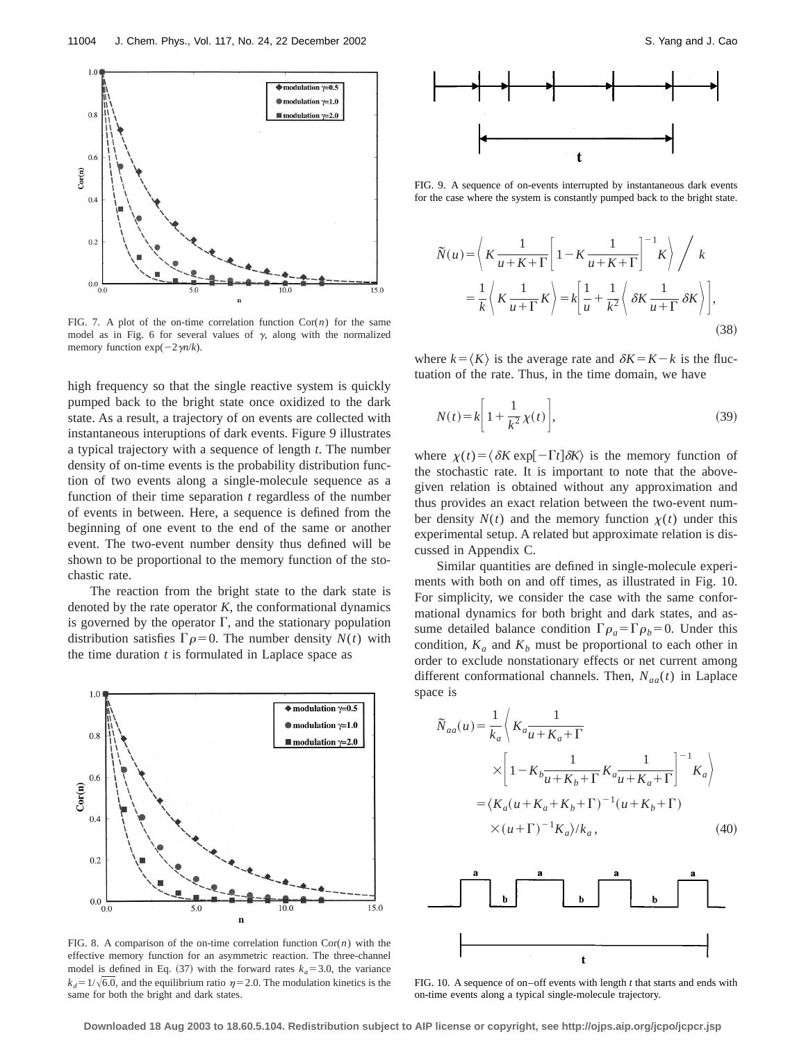FIG. 7. A plot of the on-time correlation function $\mathrm{Cor}(n)$ for the same model as in Fig. 6 for several values of $\gamma$, along with the normalized memory function $\exp(-2\gamma n/k)$.

high frequency so that the single reactive system is quickly pumped back to the bright state once oxidized to the dark state. As a result, a trajectory of on events are collected with instantaneous interuptions of dark events. Figure 9 illustrates a typical trajectory with a sequence of length $t$. The number density of on-time events is the probability distribution function of two events along a single-molecule sequence as a function of their time separation $t$ regardless of the number of events in between. Here, a sequence is defined from the beginning of one event to the end of the same or another event. The two-event number density thus defined will be shown to be proportional to the memory function of the stochastic rate.

The reaction from the bright state to the dark state is denoted by the rate operator $K$, the conformational dynamics is governed by the operator $\Gamma$, and the stationary population distribution satisfies $\Gamma\rho=0$. The number density $N(t)$ with the time duration $t$ is formulated in Laplace space as

FIG. 8. A comparison of the on-time correlation function $\mathrm{Cor}(n)$ with the effective memory function for an asymmetric reaction. The three-channel model is defined in Eq. (37) with the forward rates $k_a=3.0$, the variance $k_d=1/\sqrt{6.0}$, and the equilibrium ratio $\eta=2.0$. The modulation kinetics is the same for both the bright and dark states.

FIG. 9. A sequence of on-events interrupted by instantaneous dark events for the case where the system is constantly pumped back to the bright state.

$$
\begin{aligned}
\tilde{N}(u) &= \left\langle K\frac{1}{u+K+\Gamma}\left[1-K\frac{1}{u+K+\Gamma}\right]^{-1}K\right\rangle \Bigg/ k \\
&= \frac{1}{k}\left\langle K\frac{1}{u+\Gamma}K\right\rangle = k\left[\frac{1}{u}+\frac{1}{k^2}\left\langle \delta K\frac{1}{u+\Gamma}\delta K\right\rangle\right],
\end{aligned}
\tag{38}
$$

where $k=\langle K\rangle$ is the average rate and $\delta K=K-k$ is the fluctuation of the rate. Thus, in the time domain, we have

$$
N(t)=k\left[1+\frac{1}{k^2}\chi(t)\right],
\tag{39}
$$

where $\chi(t)=\langle \delta K\exp[-\Gamma t]\delta K\rangle$ is the memory function of the stochastic rate. It is important to note that the above-given relation is obtained without any approximation and thus provides an exact relation between the two-event number density $N(t)$ and the memory function $\chi(t)$ under this experimental setup. A related but approximate relation is discussed in Appendix C.

Similar quantities are defined in single-molecule experiments with both on and off times, as illustrated in Fig. 10. For simplicity, we consider the case with the same conformational dynamics for both bright and dark states, and assume detailed balance condition $\Gamma\rho_a=\Gamma\rho_b=0$. Under this condition, $K_a$ and $K_b$ must be proportional to each other in order to exclude nonstationary effects or net current among different conformational channels. Then, $N_{aa}(t)$ in Laplace space is

$$
\begin{aligned}
\tilde{N}_{aa}(u) &= \frac{1}{k_a}\left\langle K_a\frac{1}{u+K_a+\Gamma}\right. \\
&\quad \times\left.\left[1-K_b\frac{1}{u+K_b+\Gamma}K_a\frac{1}{u+K_a+\Gamma}\right]^{-1}K_a\right\rangle \\
&= \langle K_a(u+K_a+K_b+\Gamma)^{-1}(u+K_b+\Gamma) \\
&\quad \times(u+\Gamma)^{-1}K_a\rangle/k_a,
\end{aligned}
\tag{40}
$$

FIG. 10. A sequence of on–off events with length $t$ that starts and ends with on-time events along a typical single-molecule trajectory.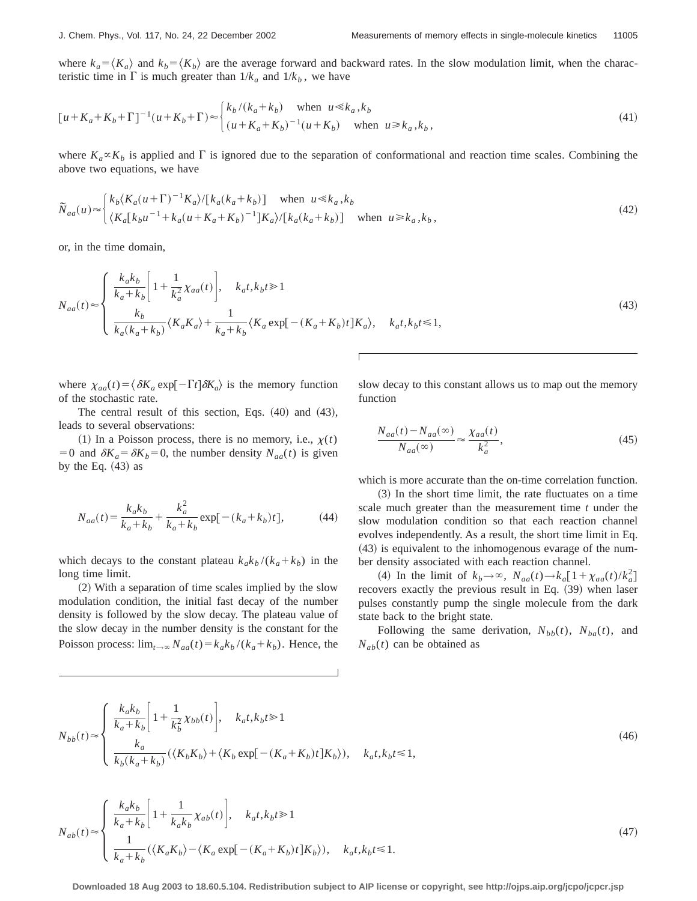where $k_a = \langle K_a \rangle$ and $k_b = \langle K_b \rangle$ are the average forward and backward rates. In the slow modulation limit, when the characteristic time in $\Gamma$ is much greater than $1/k_a$ and $1/k_b$, we have

$$
[u+K_a+K_b+\Gamma]^{-1}(u+K_b+\Gamma) \approx \begin{cases} k_b/(k_a+k_b) & \text{when } u \ll k_a, k_b \\ (u+K_a+K_b)^{-1}(u+K_b) & \text{when } u \gg k_a, k_b, \end{cases} \tag{41}
$$

where $K_a \propto K_b$ is applied and $\Gamma$ is ignored due to the separation of conformational and reaction time scales. Combining the above two equations, we have

$$
\tilde{N}_{aa}(u) \approx \begin{cases} k_b \langle K_a (u+\Gamma)^{-1} K_a \rangle / [k_a(k_a+k_b)] & \text{when } u \ll k_a, k_b \\ \langle K_a [k_b u^{-1} + k_a (u+K_a+K_b)^{-1}] K_a \rangle / [k_a(k_a+k_b)] & \text{when } u \gg k_a, k_b, \end{cases} \tag{42}
$$

or, in the time domain,

$$
N_{aa}(t) \approx \begin{cases} \dfrac{k_a k_b}{k_a+k_b}\left[1+\dfrac{1}{k_a^2}\chi_{aa}(t)\right], & k_a t, k_b t \gg 1 \\ \dfrac{k_b}{k_a(k_a+k_b)}\langle K_a K_a \rangle + \dfrac{1}{k_a+k_b}\langle K_a \exp[-(K_a+K_b)t] K_a \rangle, & k_a t, k_b t \ll 1, \end{cases} \tag{43}
$$

where $\chi_{aa}(t) = \langle \delta K_a \exp[-\Gamma t] \delta K_a \rangle$ is the memory function of the stochastic rate.

The central result of this section, Eqs. (40) and (43), leads to several observations:

(1) In a Poisson process, there is no memory, i.e., $\chi(t) = 0$ and $\delta K_a = \delta K_b = 0$, the number density $N_{aa}(t)$ is given by the Eq. (43) as

$$
N_{aa}(t) = \frac{k_a k_b}{k_a+k_b} + \frac{k_a^2}{k_a+k_b}\exp[-(k_a+k_b)t], \tag{44}
$$

which decays to the constant plateau $k_a k_b/(k_a+k_b)$ in the long time limit.

(2) With a separation of time scales implied by the slow modulation condition, the initial fast decay of the number density is followed by the slow decay. The plateau value of the slow decay in the number density is the constant for the Poisson process: $\lim_{t\to\infty} N_{aa}(t) = k_a k_b/(k_a+k_b)$. Hence, the slow decay to this constant allows us to map out the memory function

$$
\frac{N_{aa}(t) - N_{aa}(\infty)}{N_{aa}(\infty)} \approx \frac{\chi_{aa}(t)}{k_a^2}, \tag{45}
$$

which is more accurate than the on-time correlation function.

(3) In the short time limit, the rate fluctuates on a time scale much greater than the measurement time $t$ under the slow modulation condition so that each reaction channel evolves independently. As a result, the short time limit in Eq. (43) is equivalent to the inhomogenous evarage of the number density associated with each reaction channel.

(4) In the limit of $k_b \to \infty$, $N_{aa}(t) \to k_a[1+\chi_{aa}(t)/k_a^2]$ recovers exactly the previous result in Eq. (39) when laser pulses constantly pump the single molecule from the dark state back to the bright state.

Following the same derivation, $N_{bb}(t)$, $N_{ba}(t)$, and $N_{ab}(t)$ can be obtained as

$$
N_{bb}(t) \approx \begin{cases} \dfrac{k_a k_b}{k_a+k_b}\left[1+\dfrac{1}{k_b^2}\chi_{bb}(t)\right], & k_a t, k_b t \gg 1 \\ \dfrac{k_a}{k_b(k_a+k_b)}(\langle K_b K_b \rangle + \langle K_b \exp[-(K_a+K_b)t] K_b \rangle), & k_a t, k_b t \ll 1, \end{cases} \tag{46}
$$

$$
N_{ab}(t) \approx \begin{cases} \dfrac{k_a k_b}{k_a+k_b}\left[1+\dfrac{1}{k_a k_b}\chi_{ab}(t)\right], & k_a t, k_b t \gg 1 \\ \dfrac{1}{k_a+k_b}(\langle K_a K_b \rangle - \langle K_a \exp[-(K_a+K_b)t] K_b \rangle), & k_a t, k_b t \ll 1. \end{cases} \tag{47}
$$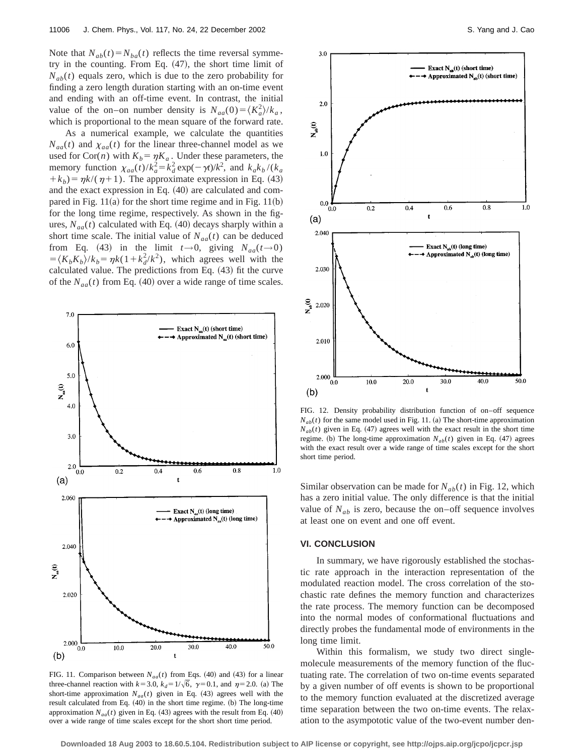Note that $N_{ab}(t) = N_{ba}(t)$ reflects the time reversal symmetry in the counting. From Eq. (47), the short time limit of $N_{ab}(t)$ equals zero, which is due to the zero probability for finding a zero length duration starting with an on-time event and ending with an off-time event. In contrast, the initial value of the on–on number density is $N_{aa}(0) = \langle K_a^2 \rangle / k_a$, which is proportional to the mean square of the forward rate.

As a numerical example, we calculate the quantities $N_{aa}(t)$ and $\chi_{aa}(t)$ for the linear three-channel model as we used for Cor($n$) with $K_b = \eta K_a$. Under these parameters, the memory function $\chi_{aa}(t)/k_a^2 = k_d^2 \exp(-\gamma t)/k^2$, and $k_a k_b/(k_a + k_b) = \eta k/(\eta+1)$. The approximate expression in Eq. (43) and the exact expression in Eq. (40) are calculated and compared in Fig. 11(a) for the short time regime and in Fig. 11(b) for the long time regime, respectively. As shown in the figures, $N_{aa}(t)$ calculated with Eq. (40) decays sharply within a short time scale. The initial value of $N_{aa}(t)$ can be deduced from Eq. (43) in the limit $t \to 0$, giving $N_{aa}(t \to 0) = \langle K_b K_b \rangle / k_b = \eta k (1 + k_d^2/k^2)$, which agrees well with the calculated value. The predictions from Eq. (43) fit the curve of the $N_{aa}(t)$ from Eq. (40) over a wide range of time scales.

FIG. 11. Comparison between $N_{aa}(t)$ from Eqs. (40) and (43) for a linear three-channel reaction with $k = 3.0$, $k_d = 1/\sqrt{6}$, $\gamma = 0.1$, and $\eta = 2.0$. (a) The short-time approximation $N_{aa}(t)$ given in Eq. (43) agrees well with the result calculated from Eq. (40) in the short time regime. (b) The long-time approximation $N_{aa}(t)$ given in Eq. (43) agrees with the result from Eq. (40) over a wide range of time scales except for the short short time period.

FIG. 12. Density probability distribution function of on–off sequence $N_{ab}(t)$ for the same model used in Fig. 11. (a) The short-time approximation $N_{ab}(t)$ given in Eq. (47) agrees well with the exact result in the short time regime. (b) The long-time approximation $N_{ab}(t)$ given in Eq. (47) agrees with the exact result over a wide range of time scales except for the short short time period.

Similar observation can be made for $N_{ab}(t)$ in Fig. 12, which has a zero initial value. The only difference is that the initial value of $N_{ab}$ is zero, because the on–off sequence involves at least one on event and one off event.

## VI. CONCLUSION

In summary, we have rigorously established the stochastic rate approach in the interaction representation of the modulated reaction model. The cross correlation of the stochastic rate defines the memory function and characterizes the rate process. The memory function can be decomposed into the normal modes of conformational fluctuations and directly probes the fundamental mode of environments in the long time limit.

Within this formalism, we study two direct single-molecule measurements of the memory function of the fluctuating rate. The correlation of two on-time events separated by a given number of off events is shown to be proportional to the memory function evaluated at the discretized average time separation between the two on-time events. The relaxation to the asympototic value of the two-event number den-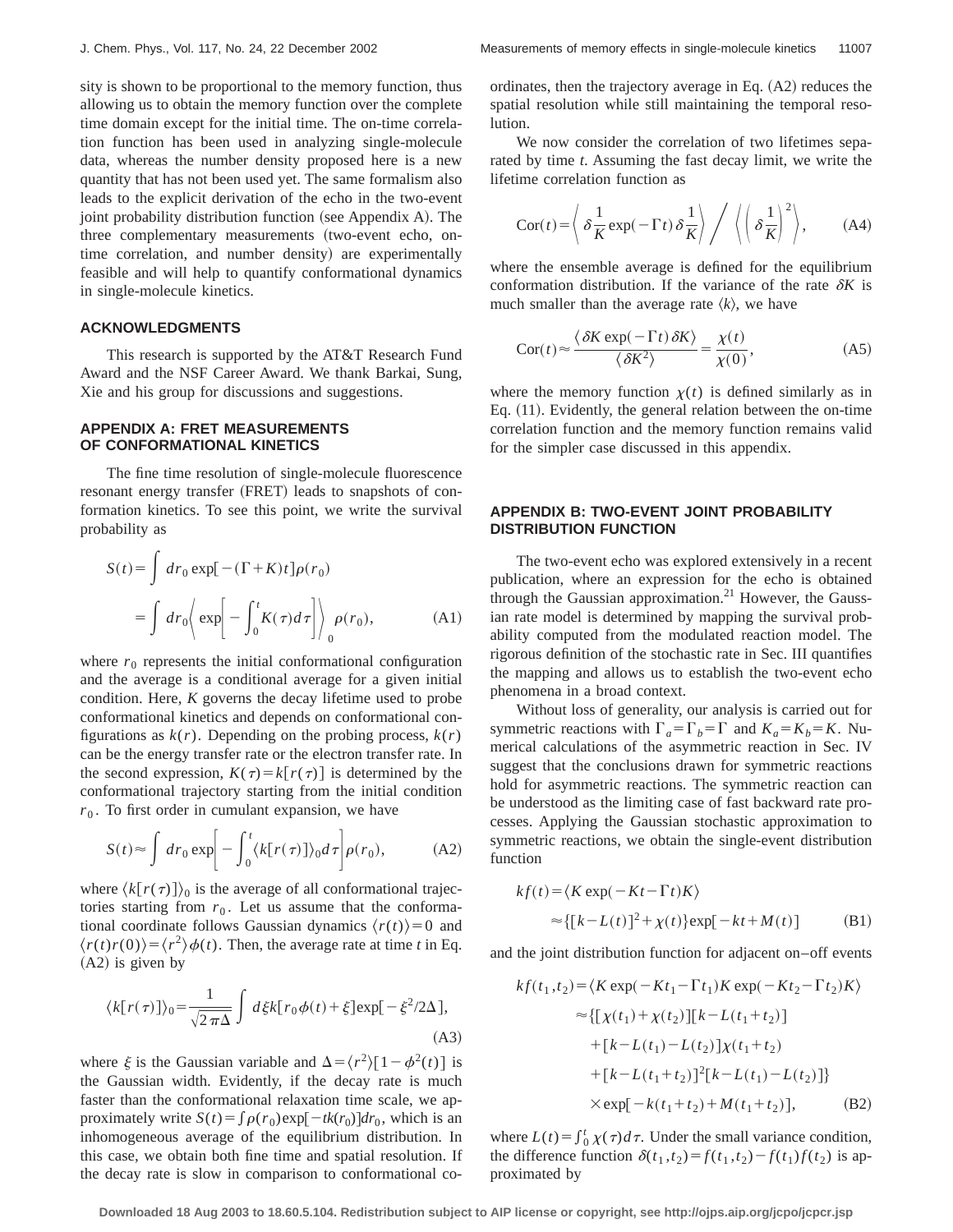sity is shown to be proportional to the memory function, thus allowing us to obtain the memory function over the complete time domain except for the initial time. The on-time correlation function has been used in analyzing single-molecule data, whereas the number density proposed here is a new quantity that has not been used yet. The same formalism also leads to the explicit derivation of the echo in the two-event joint probability distribution function (see Appendix A). The three complementary measurements (two-event echo, on-time correlation, and number density) are experimentally feasible and will help to quantify conformational dynamics in single-molecule kinetics.

### ACKNOWLEDGMENTS

This research is supported by the AT&T Research Fund Award and the NSF Career Award. We thank Barkai, Sung, Xie and his group for discussions and suggestions.

### APPENDIX A: FRET MEASUREMENTS OF CONFORMATIONAL KINETICS

The fine time resolution of single-molecule fluorescence resonant energy transfer (FRET) leads to snapshots of conformation kinetics. To see this point, we write the survival probability as

$$S(t)=\int dr_0 \exp[-(\Gamma+K)t]\rho(r_0)$$
$$=\int dr_0\left\langle \exp\left[-\int_0^t K(\tau)d\tau\right]\right\rangle_0 \rho(r_0), \tag{A1}$$

where $r_0$ represents the initial conformational configuration and the average is a conditional average for a given initial condition. Here, $K$ governs the decay lifetime used to probe conformational kinetics and depends on conformational configurations as $k(r)$. Depending on the probing process, $k(r)$ can be the energy transfer rate or the electron transfer rate. In the second expression, $K(\tau)=k[r(\tau)]$ is determined by the conformational trajectory starting from the initial condition $r_0$. To first order in cumulant expansion, we have

$$S(t)\approx \int dr_0 \exp\left[-\int_0^t \langle k[r(\tau)]\rangle_0 d\tau\right]\rho(r_0), \tag{A2}$$

where $\langle k[r(\tau)]\rangle_0$ is the average of all conformational trajectories starting from $r_0$. Let us assume that the conformational coordinate follows Gaussian dynamics $\langle r(t)\rangle=0$ and $\langle r(t)r(0)\rangle=\langle r^2\rangle\phi(t)$. Then, the average rate at time $t$ in Eq. (A2) is given by

$$\langle k[r(\tau)]\rangle_0=\frac{1}{\sqrt{2\pi\Delta}}\int d\xi k[r_0\phi(t)+\xi]\exp[-\xi^2/2\Delta], \tag{A3}$$

where $\xi$ is the Gaussian variable and $\Delta=\langle r^2\rangle[1-\phi^2(t)]$ is the Gaussian width. Evidently, if the decay rate is much faster than the conformational relaxation time scale, we approximately write $S(t)=\int\rho(r_0)\exp[-tk(r_0)]dr_0$, which is an inhomogeneous average of the equilibrium distribution. In this case, we obtain both fine time and spatial resolution. If the decay rate is slow in comparison to conformational coordinates, then the trajectory average in Eq. (A2) reduces the spatial resolution while still maintaining the temporal resolution.

We now consider the correlation of two lifetimes separated by time $t$. Assuming the fast decay limit, we write the lifetime correlation function as

$$\mathrm{Cor}(t)=\left\langle \delta\frac{1}{K}\exp(-\Gamma t)\delta\frac{1}{K}\right\rangle \Bigg/ \left\langle\left(\delta\frac{1}{K}\right)^2\right\rangle, \tag{A4}$$

where the ensemble average is defined for the equilibrium conformation distribution. If the variance of the rate $\delta K$ is much smaller than the average rate $\langle k\rangle$, we have

$$\mathrm{Cor}(t)\approx\frac{\langle\delta K\exp(-\Gamma t)\delta K\rangle}{\langle\delta K^2\rangle}=\frac{\chi(t)}{\chi(0)}, \tag{A5}$$

where the memory function $\chi(t)$ is defined similarly as in Eq. (11). Evidently, the general relation between the on-time correlation function and the memory function remains valid for the simpler case discussed in this appendix.

### APPENDIX B: TWO-EVENT JOINT PROBABILITY DISTRIBUTION FUNCTION

The two-event echo was explored extensively in a recent publication, where an expression for the echo is obtained through the Gaussian approximation.[21] However, the Gaussian rate model is determined by mapping the survival probability computed from the modulated reaction model. The rigorous definition of the stochastic rate in Sec. III quantifies the mapping and allows us to establish the two-event echo phenomena in a broad context.

Without loss of generality, our analysis is carried out for symmetric reactions with $\Gamma_a=\Gamma_b=\Gamma$ and $K_a=K_b=K$. Numerical calculations of the asymmetric reaction in Sec. IV suggest that the conclusions drawn for symmetric reactions hold for asymmetric reactions. The symmetric reaction can be understood as the limiting case of fast backward rate processes. Applying the Gaussian stochastic approximation to symmetric reactions, we obtain the single-event distribution function

$$kf(t)=\langle K\exp(-Kt-\Gamma t)K\rangle$$
$$\approx\{[k-L(t)]^2+\chi(t)\}\exp[-kt+M(t)] \tag{B1}$$

and the joint distribution function for adjacent on–off events

$$kf(t_1,t_2)=\langle K\exp(-Kt_1-\Gamma t_1)K\exp(-Kt_2-\Gamma t_2)K\rangle$$
$$\approx\{[\chi(t_1)+\chi(t_2)][k-L(t_1+t_2)]$$
$$+[k-L(t_1)-L(t_2)]\chi(t_1+t_2)$$
$$+[k-L(t_1+t_2)]^2[k-L(t_1)-L(t_2)]\}$$
$$\times\exp[-k(t_1+t_2)+M(t_1+t_2)], \tag{B2}$$

where $L(t)=\int_0^t\chi(\tau)d\tau$. Under the small variance condition, the difference function $\delta(t_1,t_2)=f(t_1,t_2)-f(t_1)f(t_2)$ is approximated by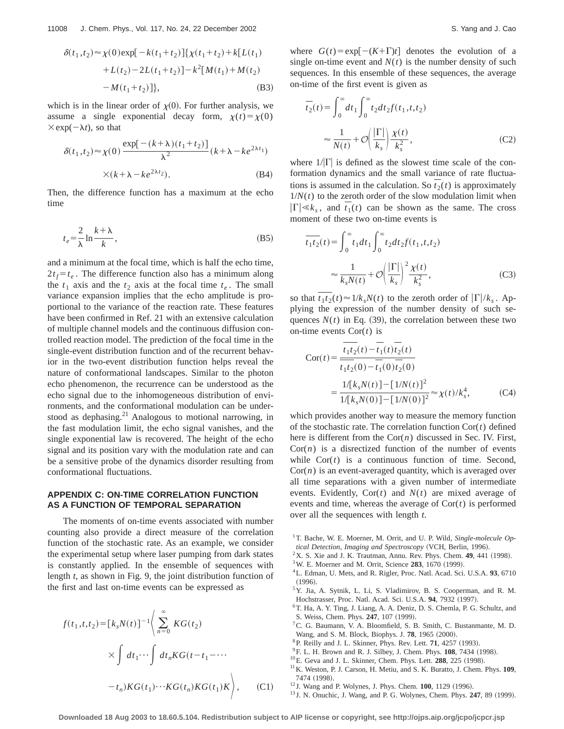$$\delta(t_1,t_2) \approx \chi(0)\exp[-k(t_1+t_2)]\{\chi(t_1+t_2)+k[L(t_1)+L(t_2)-2L(t_1+t_2)]-k^2[M(t_1)+M(t_2)-M(t_1+t_2)]\}, \tag{B3}$$

which is in the linear order of $\chi(0)$. For further analysis, we assume a single exponential decay form, $\chi(t)=\chi(0)\times\exp(-\lambda t)$, so that

$$\delta(t_1,t_2) \approx \chi(0)\frac{\exp[-(k+\lambda)(t_1+t_2)]}{\lambda^2}(k+\lambda-ke^{2\lambda t_1})\times(k+\lambda-ke^{2\lambda t_2}). \tag{B4}$$

Then, the difference function has a maximum at the echo time

$$t_e=\frac{2}{\lambda}\ln\frac{k+\lambda}{k}, \tag{B5}$$

and a minimum at the focal time, which is half the echo time, $2t_f=t_e$. The difference function also has a minimum along the $t_1$ axis and the $t_2$ axis at the focal time $t_e$. The small variance expansion implies that the echo amplitude is proportional to the variance of the reaction rate. These features have been confirmed in Ref. 21 with an extensive calculation of multiple channel models and the continuous diffusion controlled reaction model. The prediction of the focal time in the single-event distribution function and of the recurrent behavior in the two-event distribution function helps reveal the nature of conformational landscapes. Similar to the photon echo phenomenon, the recurrence can be understood as the echo signal due to the inhomogeneous distribution of environments, and the conformational modulation can be understood as dephasing.[21] Analogous to motional narrowing, in the fast modulation limit, the echo signal vanishes, and the single exponential law is recovered. The height of the echo signal and its position vary with the modulation rate and can be a sensitive probe of the dynamics disorder resulting from conformational fluctuations.

## APPENDIX C: ON-TIME CORRELATION FUNCTION AS A FUNCTION OF TEMPORAL SEPARATION

The moments of on-time events associated with number counting also provide a direct measure of the correlation function of the stochastic rate. As an example, we consider the experimental setup where laser pumping from dark states is constantly applied. In the ensemble of sequences with length $t$, as shown in Fig. 9, the joint distribution function of the first and last on-time events can be expressed as

$$f(t_1,t,t_2)=[k_sN(t)]^{-1}\left\langle \sum_{n=0}^{\infty} KG(t_2)\times\int dt_1\cdots\int dt_nKG(t-t_1-\cdots-t_n)KG(t_1)\cdots KG(t_n)KG(t_1)K\right\rangle, \tag{C1}$$

where $G(t)=\exp[-(K+\Gamma)t]$ denotes the evolution of a single on-time event and $N(t)$ is the number density of such sequences. In this ensemble of these sequences, the average on-time of the first event is given as

$$\overline{t_2}(t)=\int_0^\infty dt_1\int_0^\infty t_2dt_2f(t_1,t,t_2)\approx\frac{1}{N(t)}+\mathcal{O}\left(\frac{|\Gamma|}{k_s}\right)\frac{\chi(t)}{k_s^2}, \tag{C2}$$

where $1/|\Gamma|$ is defined as the slowest time scale of the conformation dynamics and the small variance of rate fluctuations is assumed in the calculation. So $\overline{t_2}(t)$ is approximately $1/N(t)$ to the zeroth order of the slow modulation limit when $|\Gamma|\ll k_s$, and $\overline{t_1}(t)$ can be shown as the same. The cross moment of these two on-time events is

$$\overline{t_1t_2}(t)=\int_0^\infty t_1dt_1\int_0^\infty t_2dt_2f(t_1,t,t_2)\approx\frac{1}{k_sN(t)}+\mathcal{O}\left(\frac{|\Gamma|}{k_s}\right)^2\frac{\chi(t)}{k_s^2}, \tag{C3}$$

so that $\overline{t_1t_2}(t)\approx 1/k_sN(t)$ to the zeroth order of $|\Gamma|/k_s$. Applying the expression of the number density of such sequences $N(t)$ in Eq. (39), the correlation between these two on-time events $\mathrm{Cor}(t)$ is

$$\mathrm{Cor}(t)=\frac{\overline{t_1t_2}(t)-\overline{t_1}(t)\overline{t_2}(t)}{\overline{t_1t_2}(0)-\overline{t_1}(0)\overline{t_2}(0)}=\frac{1/[k_sN(t)]-[1/N(t)]^2}{1/[k_sN(0)]-[1/N(0)]^2}\approx\chi(t)/k_s^4, \tag{C4}$$

which provides another way to measure the memory function of the stochastic rate. The correlation function $\mathrm{Cor}(t)$ defined here is different from the $\mathrm{Cor}(n)$ discussed in Sec. IV. First, $\mathrm{Cor}(n)$ is a disrectized function of the number of events while $\mathrm{Cor}(t)$ is a continuous function of time. Second, $\mathrm{Cor}(n)$ is an event-averaged quantity, which is averaged over all time separations with a given number of intermediate events. Evidently, $\mathrm{Cor}(t)$ and $N(t)$ are mixed average of events and time, whereas the average of $\mathrm{Cor}(t)$ is performed over all the sequences with length $t$.

[1] T. Bache, W. E. Moerner, M. Orrit, and U. P. Wild, *Single-molecule Optical Detection, Imaging and Spectroscopy* (VCH, Berlin, 1996).
[2] X. S. Xie and J. K. Trautman, Annu. Rev. Phys. Chem. **49**, 441 (1998).
[3] W. E. Moerner and M. Orrit, Science **283**, 1670 (1999).
[4] L. Edman, U. Mets, and R. Rigler, Proc. Natl. Acad. Sci. U.S.A. **93**, 6710 (1996).
[5] Y. Jia, A. Sytnik, L. Li, S. Vladimirov, B. S. Cooperman, and R. M. Hochstrasser, Proc. Natl. Acad. Sci. U.S.A. **94**, 7932 (1997).
[6] T. Ha, A. Y. Ting, J. Liang, A. A. Deniz, D. S. Chemla, P. G. Schultz, and S. Weiss, Chem. Phys. **247**, 107 (1999).
[7] C. G. Baumann, V. A. Bloomfield, S. B. Smith, C. Bustanmante, M. D. Wang, and S. M. Block, Biophys. J. **78**, 1965 (2000).
[8] P. Reilly and J. L. Skinner, Phys. Rev. Lett. **71**, 4257 (1993).
[9] F. L. H. Brown and R. J. Silbey, J. Chem. Phys. **108**, 7434 (1998).
[10] E. Geva and J. L. Skinner, Chem. Phys. Lett. **288**, 225 (1998).
[11] K. Weston, P. J. Carson, H. Metiu, and S. K. Buratto, J. Chem. Phys. **109**, 7474 (1998).
[12] J. Wang and P. Wolynes, J. Phys. Chem. **100**, 1129 (1996).
[13] J. N. Onuchic, J. Wang, and P. G. Wolynes, Chem. Phys. **247**, 89 (1999).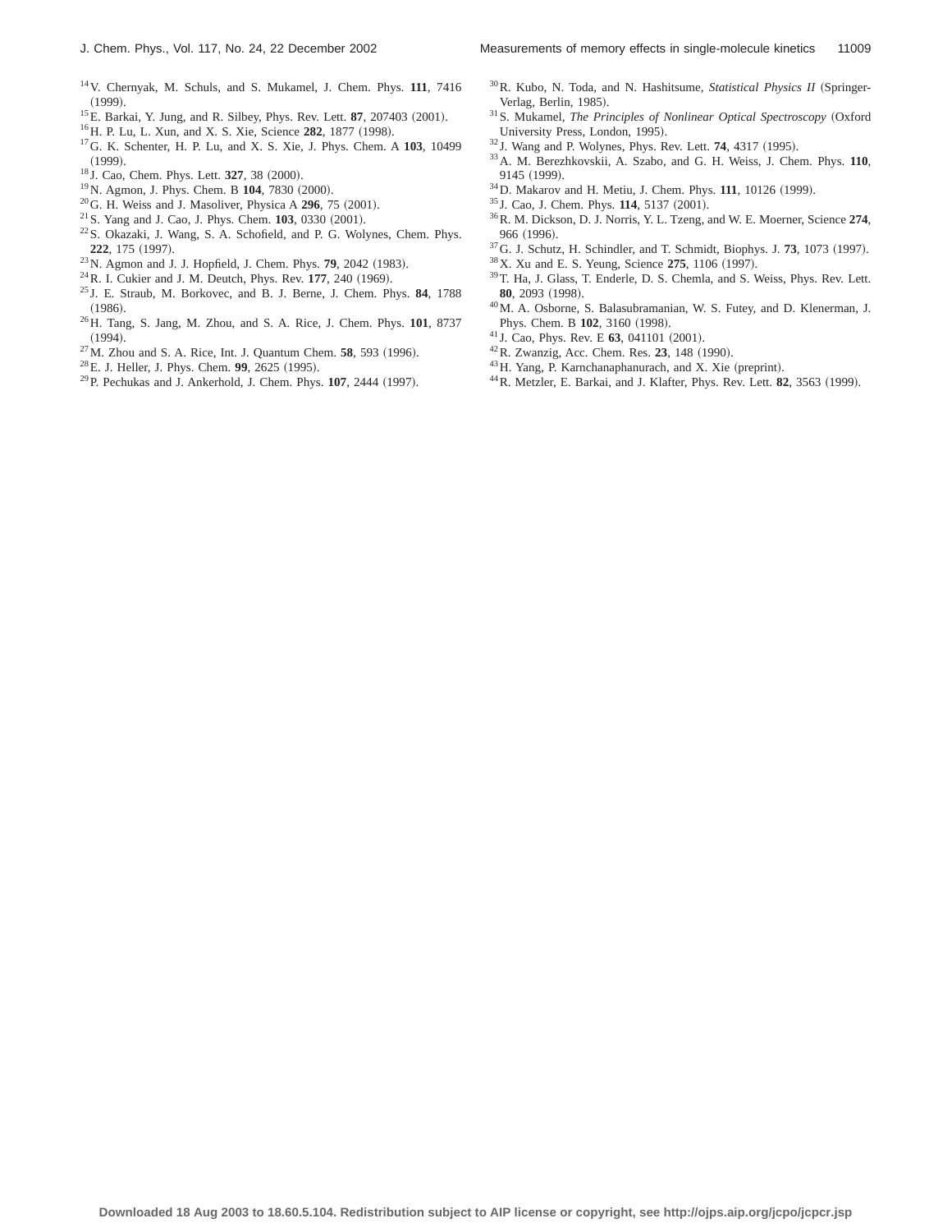[14] V. Chernyak, M. Schuls, and S. Mukamel, J. Chem. Phys. **111**, 7416 (1999).

[15] E. Barkai, Y. Jung, and R. Silbey, Phys. Rev. Lett. **87**, 207403 (2001).

[16] H. P. Lu, L. Xun, and X. S. Xie, Science **282**, 1877 (1998).

[17] G. K. Schenter, H. P. Lu, and X. S. Xie, J. Phys. Chem. A **103**, 10499 (1999).

[18] J. Cao, Chem. Phys. Lett. **327**, 38 (2000).

[19] N. Agmon, J. Phys. Chem. B **104**, 7830 (2000).

[20] G. H. Weiss and J. Masoliver, Physica A **296**, 75 (2001).

[21] S. Yang and J. Cao, J. Phys. Chem. **103**, 0330 (2001).

[22] S. Okazaki, J. Wang, S. A. Schofield, and P. G. Wolynes, Chem. Phys. **222**, 175 (1997).

[23] N. Agmon and J. J. Hopfield, J. Chem. Phys. **79**, 2042 (1983).

[24] R. I. Cukier and J. M. Deutch, Phys. Rev. **177**, 240 (1969).

[25] J. E. Straub, M. Borkovec, and B. J. Berne, J. Chem. Phys. **84**, 1788 (1986).

[26] H. Tang, S. Jang, M. Zhou, and S. A. Rice, J. Chem. Phys. **101**, 8737 (1994).

[27] M. Zhou and S. A. Rice, Int. J. Quantum Chem. **58**, 593 (1996).

[28] E. J. Heller, J. Phys. Chem. **99**, 2625 (1995).

[29] P. Pechukas and J. Ankerhold, J. Chem. Phys. **107**, 2444 (1997).

[30] R. Kubo, N. Toda, and N. Hashitsume, *Statistical Physics II* (Springer-Verlag, Berlin, 1985).

[31] S. Mukamel, *The Principles of Nonlinear Optical Spectroscopy* (Oxford University Press, London, 1995).

[32] J. Wang and P. Wolynes, Phys. Rev. Lett. **74**, 4317 (1995).

[33] A. M. Berezhkovskii, A. Szabo, and G. H. Weiss, J. Chem. Phys. **110**, 9145 (1999).

[34] D. Makarov and H. Metiu, J. Chem. Phys. **111**, 10126 (1999).

[35] J. Cao, J. Chem. Phys. **114**, 5137 (2001).

[36] R. M. Dickson, D. J. Norris, Y. L. Tzeng, and W. E. Moerner, Science **274**, 966 (1996).

[37] G. J. Schutz, H. Schindler, and T. Schmidt, Biophys. J. **73**, 1073 (1997).

[38] X. Xu and E. S. Yeung, Science **275**, 1106 (1997).

[39] T. Ha, J. Glass, T. Enderle, D. S. Chemla, and S. Weiss, Phys. Rev. Lett. **80**, 2093 (1998).

[40] M. A. Osborne, S. Balasubramanian, W. S. Futey, and D. Klenerman, J. Phys. Chem. B **102**, 3160 (1998).

[41] J. Cao, Phys. Rev. E **63**, 041101 (2001).

[42] R. Zwanzig, Acc. Chem. Res. **23**, 148 (1990).

[43] H. Yang, P. Karnchanaphanurach, and X. Xie (preprint).

[44] R. Metzler, E. Barkai, and J. Klafter, Phys. Rev. Lett. **82**, 3563 (1999).